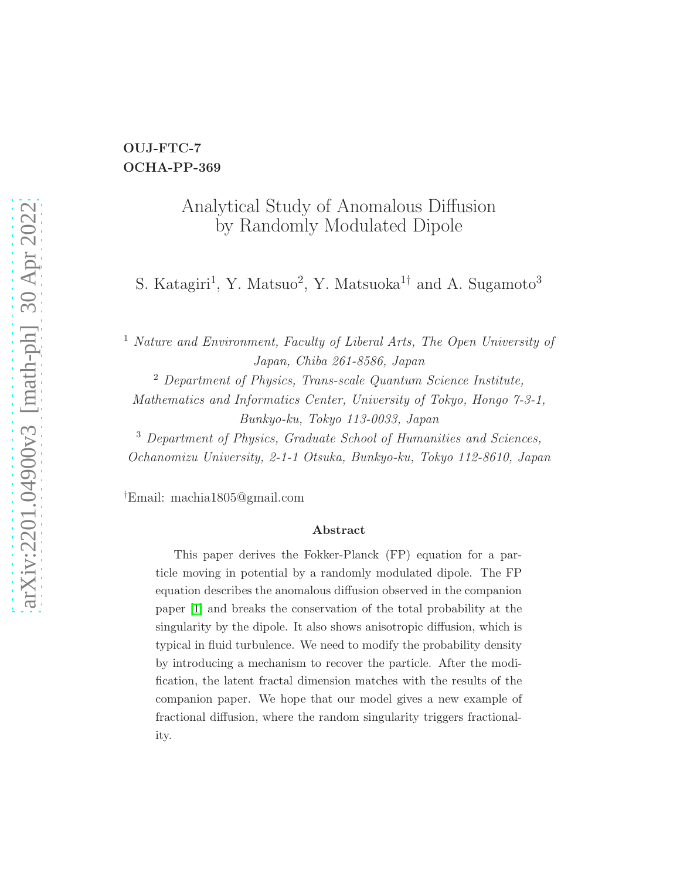**OUJ-FTC-7**
**OCHA-PP-369**

# Analytical Study of Anomalous Diffusion by Randomly Modulated Dipole

S. Katagiri[1], Y. Matsuo[2], Y. Matsuoka[1†] and A. Sugamoto[3]

[1] *Nature and Environment, Faculty of Liberal Arts, The Open University of Japan, Chiba 261-8586, Japan*

[2] *Department of Physics, Trans-scale Quantum Science Institute, Mathematics and Informatics Center, University of Tokyo, Hongo 7-3-1, Bunkyo-ku, Tokyo 113-0033, Japan*

[3] *Department of Physics, Graduate School of Humanities and Sciences, Ochanomizu University, 2-1-1 Otsuka, Bunkyo-ku, Tokyo 112-8610, Japan*

[†]Email: machia1805@gmail.com

### Abstract

This paper derives the Fokker-Planck (FP) equation for a particle moving in potential by a randomly modulated dipole. The FP equation describes the anomalous diffusion observed in the companion paper [1] and breaks the conservation of the total probability at the singularity by the dipole. It also shows anisotropic diffusion, which is typical in fluid turbulence. We need to modify the probability density by introducing a mechanism to recover the particle. After the modification, the latent fractal dimension matches with the results of the companion paper. We hope that our model gives a new example of fractional diffusion, where the random singularity triggers fractionality.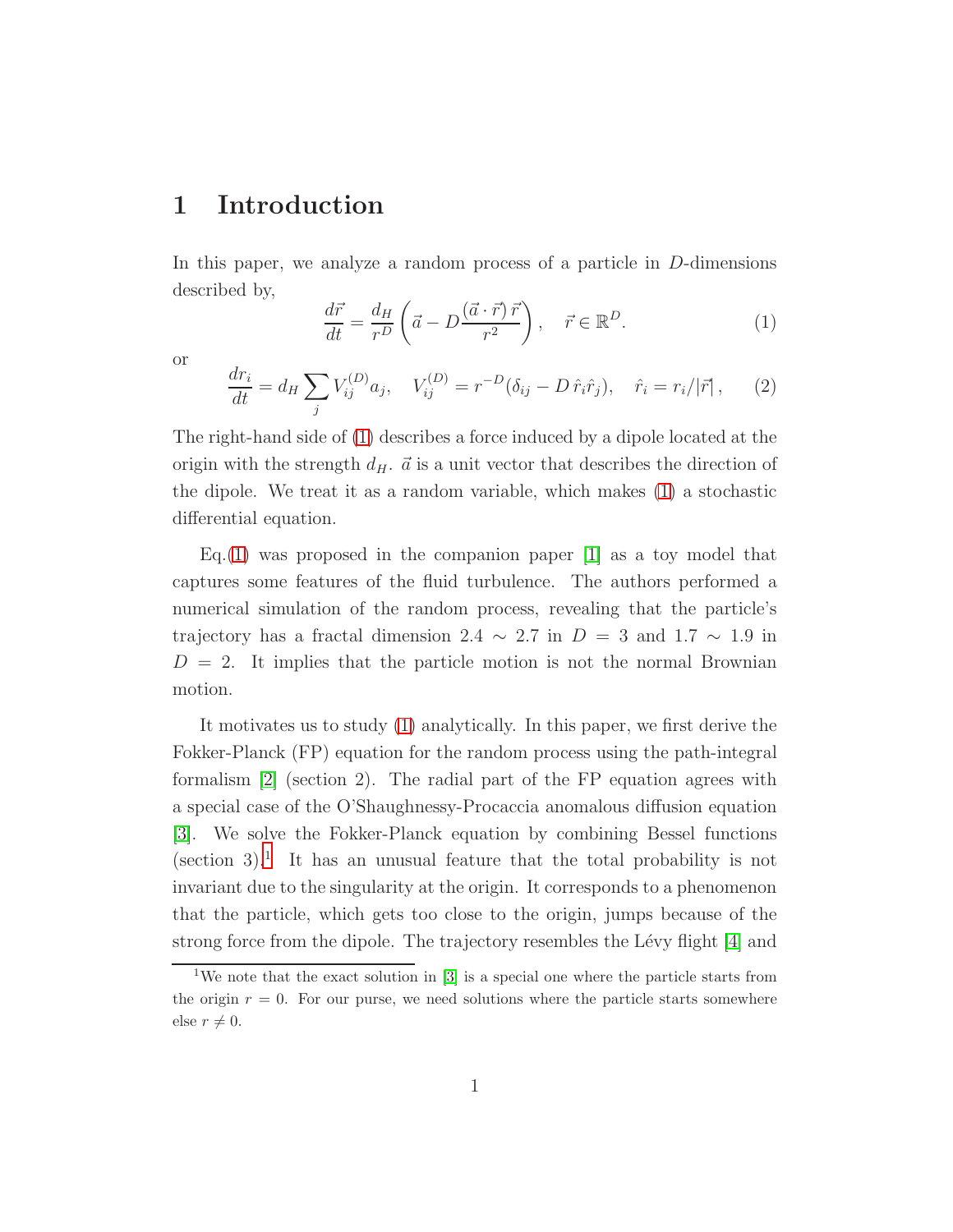# 1 Introduction

In this paper, we analyze a random process of a particle in $D$-dimensions described by,

$$\frac{d\vec{r}}{dt} = \frac{d_H}{r^D}\left(\vec{a} - D\frac{(\vec{a}\cdot\vec{r})\,\vec{r}}{r^2}\right), \quad \vec{r} \in \mathbb{R}^D. \tag{1}$$

or

$$\frac{dr_i}{dt} = d_H \sum_j V_{ij}^{(D)} a_j, \quad V_{ij}^{(D)} = r^{-D}(\delta_{ij} - D\,\hat{r}_i\hat{r}_j), \quad \hat{r}_i = r_i/|\vec{r}|\,, \tag{2}$$

The right-hand side of (1) describes a force induced by a dipole located at the origin with the strength $d_H$. $\vec{a}$ is a unit vector that describes the direction of the dipole. We treat it as a random variable, which makes (1) a stochastic differential equation.

Eq.(1) was proposed in the companion paper [1] as a toy model that captures some features of the fluid turbulence. The authors performed a numerical simulation of the random process, revealing that the particle's trajectory has a fractal dimension $2.4 \sim 2.7$ in $D = 3$ and $1.7 \sim 1.9$ in $D = 2$. It implies that the particle motion is not the normal Brownian motion.

It motivates us to study (1) analytically. In this paper, we first derive the Fokker-Planck (FP) equation for the random process using the path-integral formalism [2] (section 2). The radial part of the FP equation agrees with a special case of the O'Shaughnessy-Procaccia anomalous diffusion equation [3]. We solve the Fokker-Planck equation by combining Bessel functions (section 3).[1] It has an unusual feature that the total probability is not invariant due to the singularity at the origin. It corresponds to a phenomenon that the particle, which gets too close to the origin, jumps because of the strong force from the dipole. The trajectory resembles the Lévy flight [4] and

[1] We note that the exact solution in [3] is a special one where the particle starts from the origin $r = 0$. For our purse, we need solutions where the particle starts somewhere else $r \neq 0$.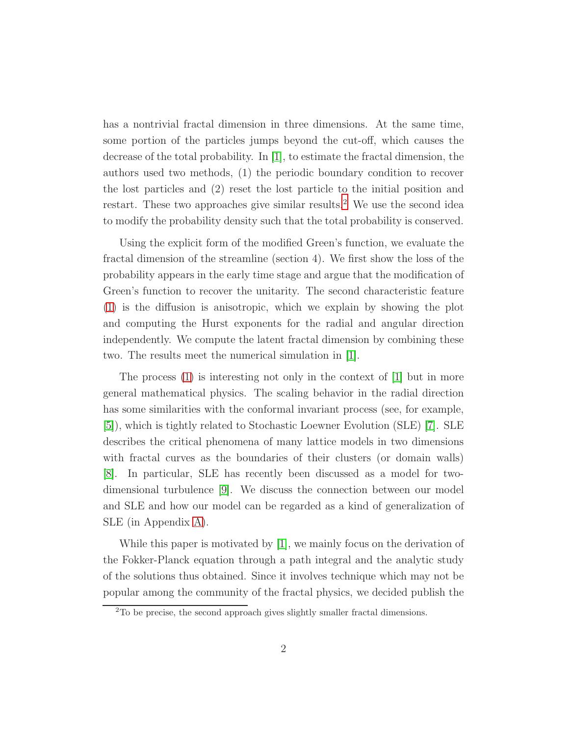has a nontrivial fractal dimension in three dimensions. At the same time, some portion of the particles jumps beyond the cut-off, which causes the decrease of the total probability. In [1], to estimate the fractal dimension, the authors used two methods, (1) the periodic boundary condition to recover the lost particles and (2) reset the lost particle to the initial position and restart. These two approaches give similar results.[2] We use the second idea to modify the probability density such that the total probability is conserved.

Using the explicit form of the modified Green's function, we evaluate the fractal dimension of the streamline (section 4). We first show the loss of the probability appears in the early time stage and argue that the modification of Green's function to recover the unitarity. The second characteristic feature (1) is the diffusion is anisotropic, which we explain by showing the plot and computing the Hurst exponents for the radial and angular direction independently. We compute the latent fractal dimension by combining these two. The results meet the numerical simulation in [1].

The process (1) is interesting not only in the context of [1] but in more general mathematical physics. The scaling behavior in the radial direction has some similarities with the conformal invariant process (see, for example, [5]), which is tightly related to Stochastic Loewner Evolution (SLE) [7]. SLE describes the critical phenomena of many lattice models in two dimensions with fractal curves as the boundaries of their clusters (or domain walls) [8]. In particular, SLE has recently been discussed as a model for two-dimensional turbulence [9]. We discuss the connection between our model and SLE and how our model can be regarded as a kind of generalization of SLE (in Appendix A).

While this paper is motivated by [1], we mainly focus on the derivation of the Fokker-Planck equation through a path integral and the analytic study of the solutions thus obtained. Since it involves technique which may not be popular among the community of the fractal physics, we decided publish the

[2] To be precise, the second approach gives slightly smaller fractal dimensions.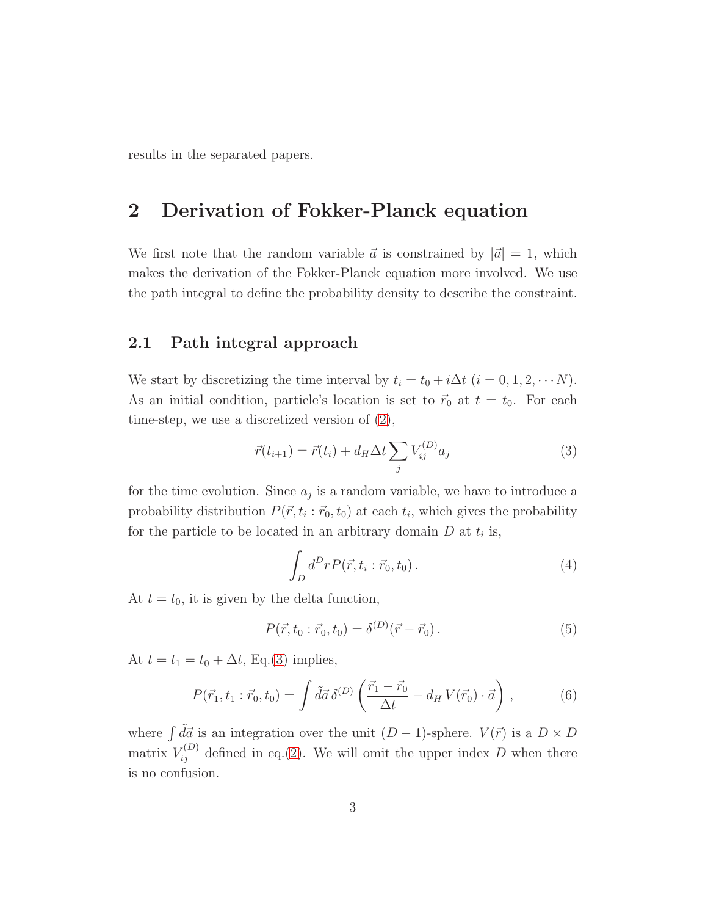results in the separated papers.

# 2 Derivation of Fokker-Planck equation

We first note that the random variable $\vec{a}$ is constrained by $|\vec{a}| = 1$, which makes the derivation of the Fokker-Planck equation more involved. We use the path integral to define the probability density to describe the constraint.

## 2.1 Path integral approach

We start by discretizing the time interval by $t_i = t_0 + i\Delta t$ $(i = 0, 1, 2, \cdots N)$. As an initial condition, particle's location is set to $\vec{r}_0$ at $t = t_0$. For each time-step, we use a discretized version of (2),

$$\vec{r}(t_{i+1}) = \vec{r}(t_i) + d_H \Delta t \sum_j V_{ij}^{(D)} a_j \tag{3}$$

for the time evolution. Since $a_j$ is a random variable, we have to introduce a probability distribution $P(\vec{r}, t_i : \vec{r}_0, t_0)$ at each $t_i$, which gives the probability for the particle to be located in an arbitrary domain $D$ at $t_i$ is,

$$\int_D d^D r \, P(\vec{r}, t_i : \vec{r}_0, t_0) \,. \tag{4}$$

At $t = t_0$, it is given by the delta function,

$$P(\vec{r}, t_0 : \vec{r}_0, t_0) = \delta^{(D)}(\vec{r} - \vec{r}_0) \,. \tag{5}$$

At $t = t_1 = t_0 + \Delta t$, Eq.(3) implies,

$$P(\vec{r}_1, t_1 : \vec{r}_0, t_0) = \int \tilde{d}\vec{a} \, \delta^{(D)} \left( \frac{\vec{r}_1 - \vec{r}_0}{\Delta t} - d_H \, V(\vec{r}_0) \cdot \vec{a} \right) , \tag{6}$$

where $\int \tilde{d}\vec{a}$ is an integration over the unit $(D-1)$-sphere. $V(\vec{r})$ is a $D \times D$ matrix $V_{ij}^{(D)}$ defined in eq.(2). We will omit the upper index $D$ when there is no confusion.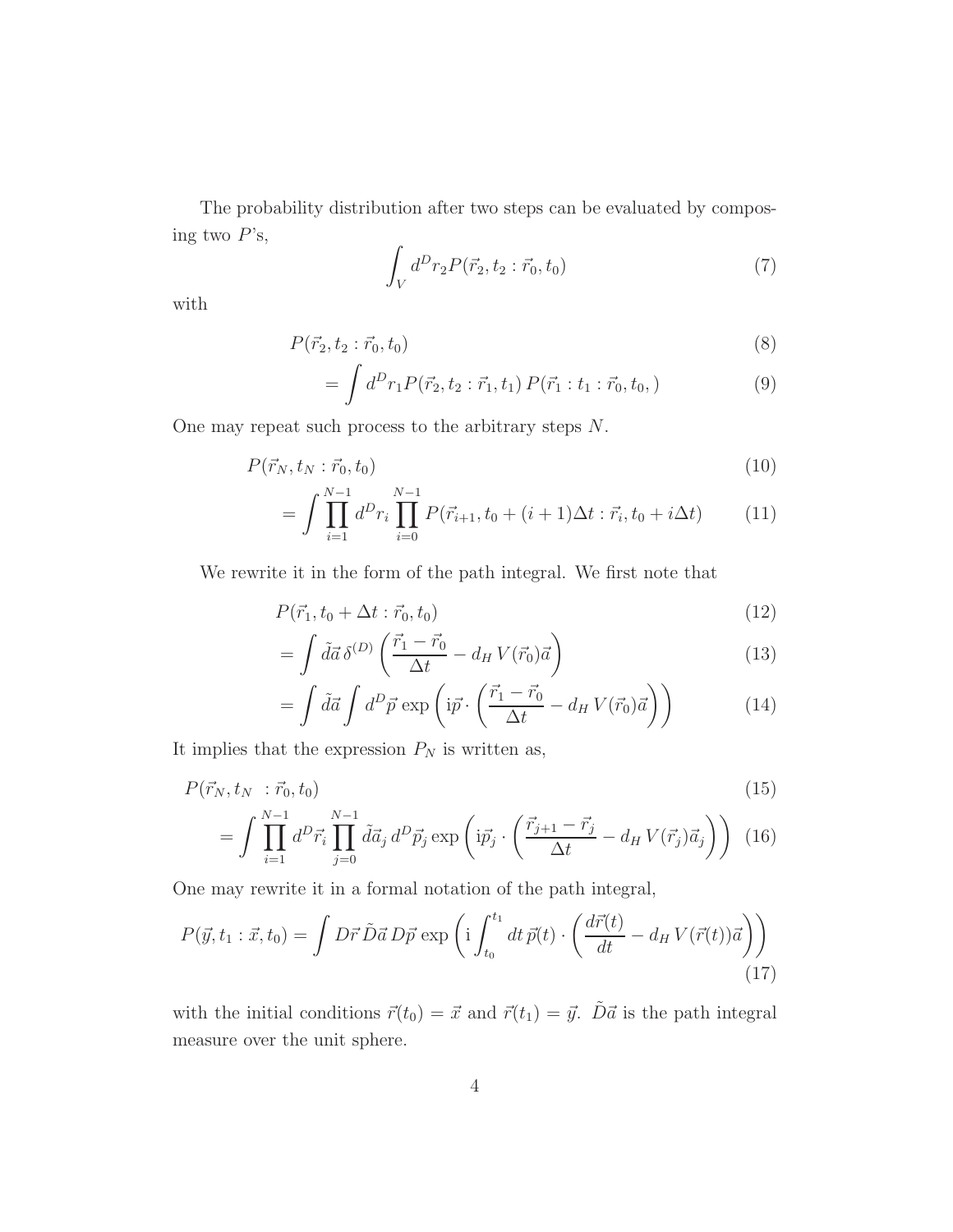The probability distribution after two steps can be evaluated by composing two $P$'s,

$$\int_V d^D r_2 P(\vec{r}_2, t_2 : \vec{r}_0, t_0) \tag{7}$$

with

$$P(\vec{r}_2, t_2 : \vec{r}_0, t_0) \tag{8}$$

$$= \int d^D r_1 P(\vec{r}_2, t_2 : \vec{r}_1, t_1)\, P(\vec{r}_1 : t_1 : \vec{r}_0, t_0, ) \tag{9}$$

One may repeat such process to the arbitrary steps $N$.

$$P(\vec{r}_N, t_N : \vec{r}_0, t_0) \tag{10}$$

$$= \int \prod_{i=1}^{N-1} d^D r_i \prod_{i=0}^{N-1} P(\vec{r}_{i+1}, t_0 + (i+1)\Delta t : \vec{r}_i, t_0 + i\Delta t) \tag{11}$$

We rewrite it in the form of the path integral. We first note that

$$P(\vec{r}_1, t_0 + \Delta t : \vec{r}_0, t_0) \tag{12}$$

$$= \int \tilde{d}\vec{a}\, \delta^{(D)} \left( \frac{\vec{r}_1 - \vec{r}_0}{\Delta t} - d_H\, V(\vec{r}_0)\vec{a} \right) \tag{13}$$

$$= \int \tilde{d}\vec{a} \int d^D \vec{p}\, \exp\left( \mathrm{i}\vec{p} \cdot \left( \frac{\vec{r}_1 - \vec{r}_0}{\Delta t} - d_H\, V(\vec{r}_0)\vec{a} \right) \right) \tag{14}$$

It implies that the expression $P_N$ is written as,

$$P(\vec{r}_N, t_N \ : \vec{r}_0, t_0) \tag{15}$$

$$= \int \prod_{i=1}^{N-1} d^D \vec{r}_i \prod_{j=0}^{N-1} \tilde{d}\vec{a}_j\, d^D \vec{p}_j \exp\left( \mathrm{i}\vec{p}_j \cdot \left( \frac{\vec{r}_{j+1} - \vec{r}_j}{\Delta t} - d_H\, V(\vec{r}_j)\vec{a}_j \right) \right) \tag{16}$$

One may rewrite it in a formal notation of the path integral,

$$P(\vec{y}, t_1 : \vec{x}, t_0) = \int D\vec{r}\, \tilde{D}\vec{a}\, D\vec{p}\, \exp\left( \mathrm{i} \int_{t_0}^{t_1} dt\, \vec{p}(t) \cdot \left( \frac{d\vec{r}(t)}{dt} - d_H\, V(\vec{r}(t))\vec{a} \right) \right) \tag{17}$$

with the initial conditions $\vec{r}(t_0) = \vec{x}$ and $\vec{r}(t_1) = \vec{y}$. $\tilde{D}\vec{a}$ is the path integral measure over the unit sphere.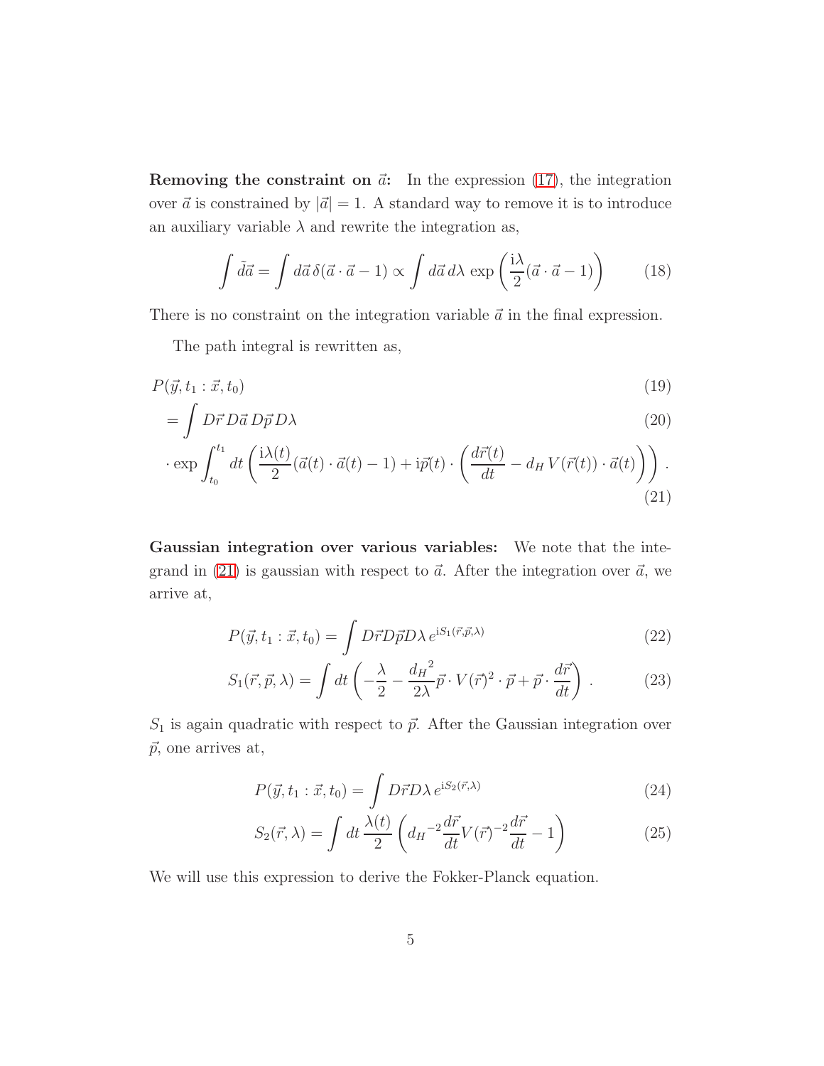**Removing the constraint on $\vec{a}$:** In the expression (17), the integration over $\vec{a}$ is constrained by $|\vec{a}| = 1$. A standard way to remove it is to introduce an auxiliary variable $\lambda$ and rewrite the integration as,

$$\int \tilde{d\vec{a}} = \int d\vec{a}\, \delta(\vec{a} \cdot \vec{a} - 1) \propto \int d\vec{a}\, d\lambda\, \exp\left(\frac{\mathrm{i}\lambda}{2}(\vec{a} \cdot \vec{a} - 1)\right) \tag{18}$$

There is no constraint on the integration variable $\vec{a}$ in the final expression.

The path integral is rewritten as,

$$P(\vec{y}, t_1 : \vec{x}, t_0) \tag{19}$$

$$= \int D\vec{r}\, D\vec{a}\, D\vec{p}\, D\lambda \tag{20}$$

$$\cdot \exp \int_{t_0}^{t_1} dt \left( \frac{\mathrm{i}\lambda(t)}{2}(\vec{a}(t) \cdot \vec{a}(t) - 1) + \mathrm{i}\vec{p}(t) \cdot \left( \frac{d\vec{r}(t)}{dt} - d_H\, V(\vec{r}(t)) \cdot \vec{a}(t) \right) \right). \tag{21}$$

**Gaussian integration over various variables:** We note that the integrand in (21) is gaussian with respect to $\vec{a}$. After the integration over $\vec{a}$, we arrive at,

$$P(\vec{y}, t_1 : \vec{x}, t_0) = \int D\vec{r} D\vec{p} D\lambda\, e^{\mathrm{i}S_1(\vec{r}, \vec{p}, \lambda)} \tag{22}$$

$$S_1(\vec{r}, \vec{p}, \lambda) = \int dt \left( -\frac{\lambda}{2} - \frac{{d_H}^2}{2\lambda} \vec{p} \cdot V(\vec{r})^2 \cdot \vec{p} + \vec{p} \cdot \frac{d\vec{r}}{dt} \right). \tag{23}$$

$S_1$ is again quadratic with respect to $\vec{p}$. After the Gaussian integration over $\vec{p}$, one arrives at,

$$P(\vec{y}, t_1 : \vec{x}, t_0) = \int D\vec{r} D\lambda\, e^{\mathrm{i}S_2(\vec{r}, \lambda)} \tag{24}$$

$$S_2(\vec{r}, \lambda) = \int dt\, \frac{\lambda(t)}{2} \left( {d_H}^{-2} \frac{d\vec{r}}{dt} V(\vec{r})^{-2} \frac{d\vec{r}}{dt} - 1 \right) \tag{25}$$

We will use this expression to derive the Fokker-Planck equation.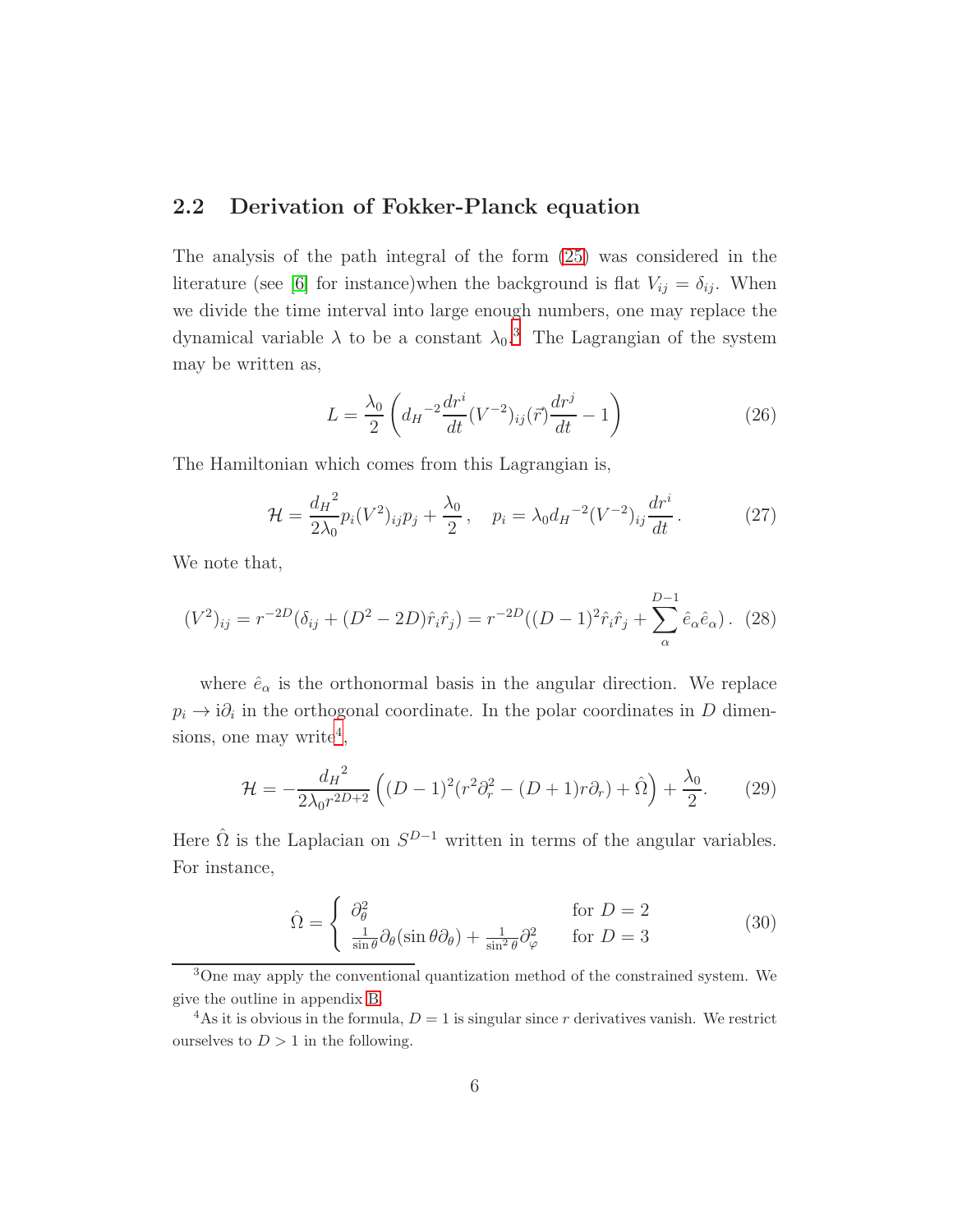## 2.2 Derivation of Fokker-Planck equation

The analysis of the path integral of the form (25) was considered in the literature (see [6] for instance)when the background is flat $V_{ij} = \delta_{ij}$. When we divide the time interval into large enough numbers, one may replace the dynamical variable $\lambda$ to be a constant $\lambda_0$.[3] The Lagrangian of the system may be written as,

$$L = \frac{\lambda_0}{2}\left({d_H}^{-2}\frac{dr^i}{dt}(V^{-2})_{ij}(\vec{r})\frac{dr^j}{dt} - 1\right) \tag{26}$$

The Hamiltonian which comes from this Lagrangian is,

$$\mathcal{H} = \frac{{d_H}^2}{2\lambda_0}p_i(V^2)_{ij}p_j + \frac{\lambda_0}{2}\,, \quad p_i = \lambda_0 {d_H}^{-2}(V^{-2})_{ij}\frac{dr^i}{dt}\,. \tag{27}$$

We note that,

$$(V^2)_{ij} = r^{-2D}(\delta_{ij} + (D^2-2D)\hat{r}_i\hat{r}_j) = r^{-2D}((D-1)^2\hat{r}_i\hat{r}_j + \sum_{\alpha}^{D-1}\hat{e}_\alpha\hat{e}_\alpha)\,. \tag{28}$$

where $\hat{e}_\alpha$ is the orthonormal basis in the angular direction. We replace $p_i \to \mathrm{i}\partial_i$ in the orthogonal coordinate. In the polar coordinates in $D$ dimensions, one may write[4],

$$\mathcal{H} = -\frac{{d_H}^2}{2\lambda_0 r^{2D+2}}\left((D-1)^2(r^2\partial_r^2 - (D+1)r\partial_r) + \hat{\Omega}\right) + \frac{\lambda_0}{2}. \tag{29}$$

Here $\hat{\Omega}$ is the Laplacian on $S^{D-1}$ written in terms of the angular variables. For instance,

$$\hat{\Omega} = \begin{cases} \partial_\theta^2 & \text{for } D=2 \\ \frac{1}{\sin\theta}\partial_\theta(\sin\theta\partial_\theta) + \frac{1}{\sin^2\theta}\partial_\varphi^2 & \text{for } D=3 \end{cases} \tag{30}$$

[3] One may apply the conventional quantization method of the constrained system. We give the outline in appendix B.

[4] As it is obvious in the formula, $D=1$ is singular since $r$ derivatives vanish. We restrict ourselves to $D>1$ in the following.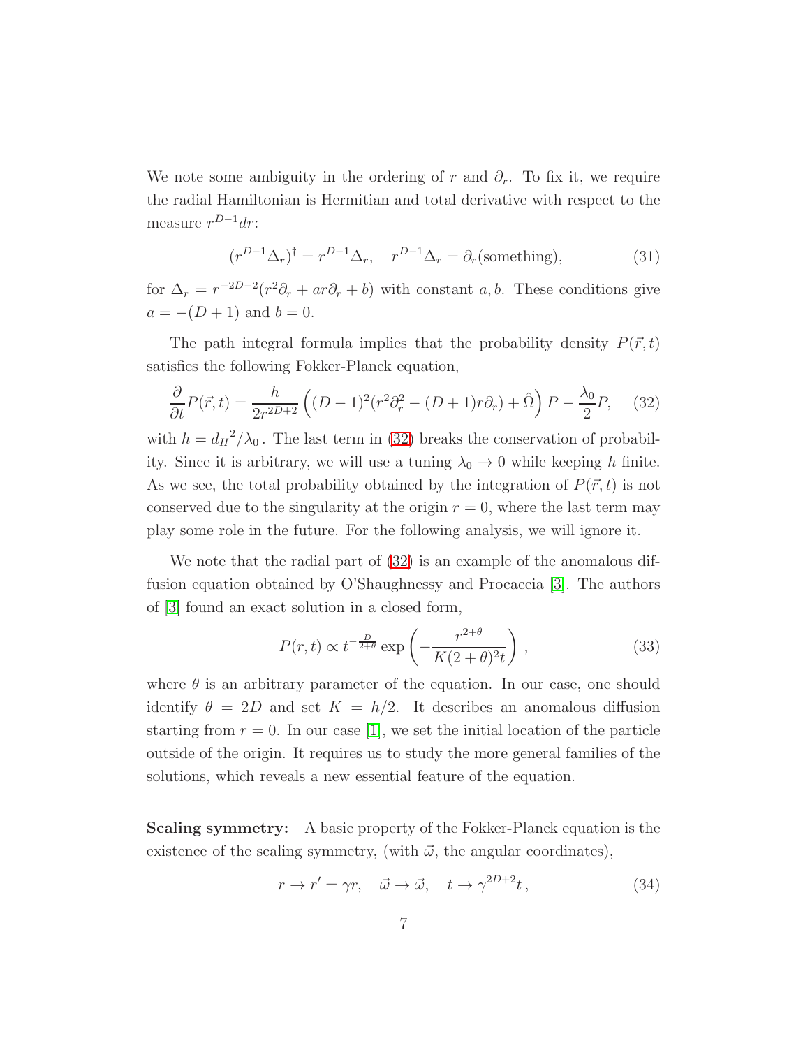We note some ambiguity in the ordering of $r$ and $\partial_r$. To fix it, we require the radial Hamiltonian is Hermitian and total derivative with respect to the measure $r^{D-1}dr$:

$$(r^{D-1}\Delta_r)^\dagger = r^{D-1}\Delta_r, \quad r^{D-1}\Delta_r = \partial_r(\text{something}), \tag{31}$$

for $\Delta_r = r^{-2D-2}(r^2\partial_r + ar\partial_r + b)$ with constant $a, b$. These conditions give $a = -(D+1)$ and $b = 0$.

The path integral formula implies that the probability density $P(\vec{r}, t)$ satisfies the following Fokker-Planck equation,

$$\frac{\partial}{\partial t}P(\vec{r}, t) = \frac{h}{2r^{2D+2}}\left((D-1)^2(r^2\partial_r^2 - (D+1)r\partial_r) + \hat{\Omega}\right)P - \frac{\lambda_0}{2}P, \tag{32}$$

with $h = {d_H}^2/\lambda_0$. The last term in (32) breaks the conservation of probability. Since it is arbitrary, we will use a tuning $\lambda_0 \to 0$ while keeping $h$ finite. As we see, the total probability obtained by the integration of $P(\vec{r}, t)$ is not conserved due to the singularity at the origin $r = 0$, where the last term may play some role in the future. For the following analysis, we will ignore it.

We note that the radial part of (32) is an example of the anomalous diffusion equation obtained by O'Shaughnessy and Procaccia [3]. The authors of [3] found an exact solution in a closed form,

$$P(r, t) \propto t^{-\frac{D}{2+\theta}} \exp\left(-\frac{r^{2+\theta}}{K(2+\theta)^2 t}\right), \tag{33}$$

where $\theta$ is an arbitrary parameter of the equation. In our case, one should identify $\theta = 2D$ and set $K = h/2$. It describes an anomalous diffusion starting from $r = 0$. In our case [1], we set the initial location of the particle outside of the origin. It requires us to study the more general families of the solutions, which reveals a new essential feature of the equation.

**Scaling symmetry:** A basic property of the Fokker-Planck equation is the existence of the scaling symmetry, (with $\vec{\omega}$, the angular coordinates),

$$r \to r' = \gamma r, \quad \vec{\omega} \to \vec{\omega}, \quad t \to \gamma^{2D+2}t\,, \tag{34}$$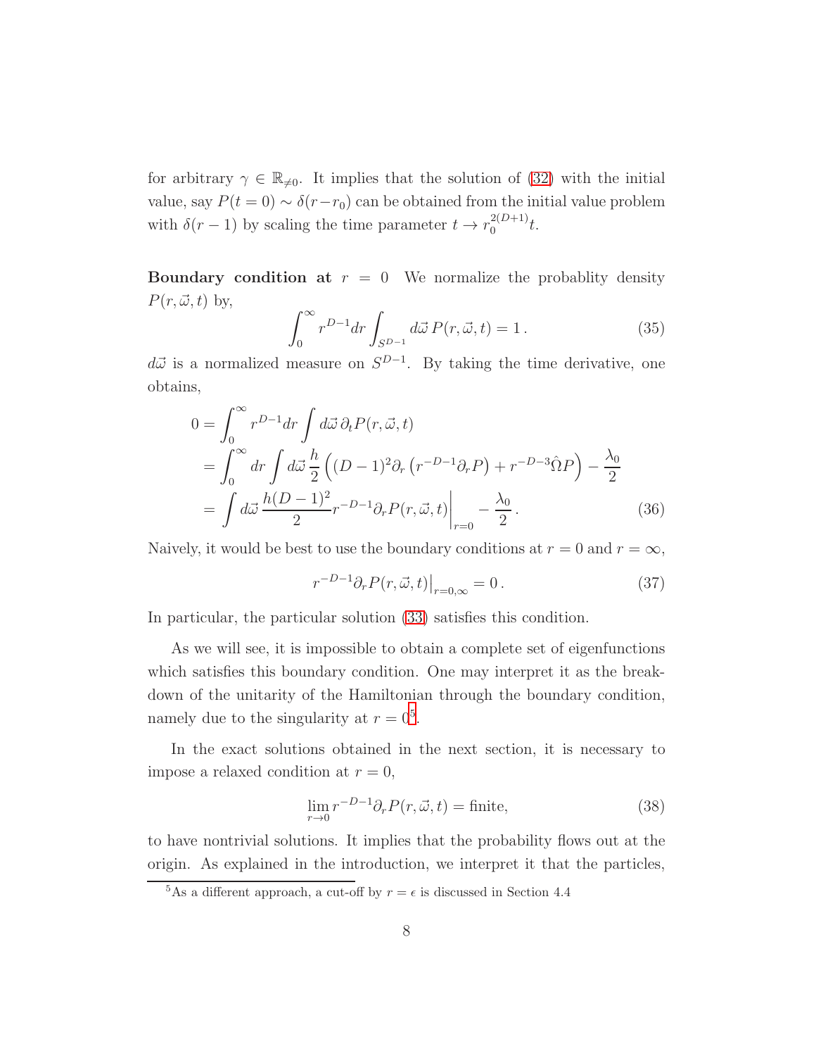for arbitrary $\gamma \in \mathbb{R}_{\neq 0}$. It implies that the solution of (32) with the initial value, say $P(t=0) \sim \delta(r - r_0)$ can be obtained from the initial value problem with $\delta(r-1)$ by scaling the time parameter $t \to r_0^{2(D+1)} t$.

**Boundary condition at $r = 0$** We normalize the probablity density $P(r, \vec{\omega}, t)$ by,

$$\int_0^\infty r^{D-1} dr \int_{S^{D-1}} d\vec{\omega}\, P(r, \vec{\omega}, t) = 1\,. \tag{35}$$

$d\vec{\omega}$ is a normalized measure on $S^{D-1}$. By taking the time derivative, one obtains,

$$\begin{aligned}
0 &= \int_0^\infty r^{D-1} dr \int d\vec{\omega}\, \partial_t P(r, \vec{\omega}, t) \\
&= \int_0^\infty dr \int d\vec{\omega}\, \frac{h}{2} \left( (D-1)^2 \partial_r \left( r^{-D-1} \partial_r P \right) + r^{-D-3} \hat{\Omega} P \right) - \frac{\lambda_0}{2} \\
&= \int d\vec{\omega}\, \frac{h(D-1)^2}{2} r^{-D-1} \partial_r P(r, \vec{\omega}, t) \bigg|_{r=0} - \frac{\lambda_0}{2}\,.
\end{aligned} \tag{36}$$

Naively, it would be best to use the boundary conditions at $r = 0$ and $r = \infty$,

$$r^{-D-1} \partial_r P(r, \vec{\omega}, t) \big|_{r=0,\infty} = 0\,. \tag{37}$$

In particular, the particular solution (33) satisfies this condition.

As we will see, it is impossible to obtain a complete set of eigenfunctions which satisfies this boundary condition. One may interpret it as the breakdown of the unitarity of the Hamiltonian through the boundary condition, namely due to the singularity at $r = 0$[5].

In the exact solutions obtained in the next section, it is necessary to impose a relaxed condition at $r = 0$,

$$\lim_{r \to 0} r^{-D-1} \partial_r P(r, \vec{\omega}, t) = \text{finite}, \tag{38}$$

to have nontrivial solutions. It implies that the probability flows out at the origin. As explained in the introduction, we interpret it that the particles,

[5] As a different approach, a cut-off by $r = \epsilon$ is discussed in Section 4.4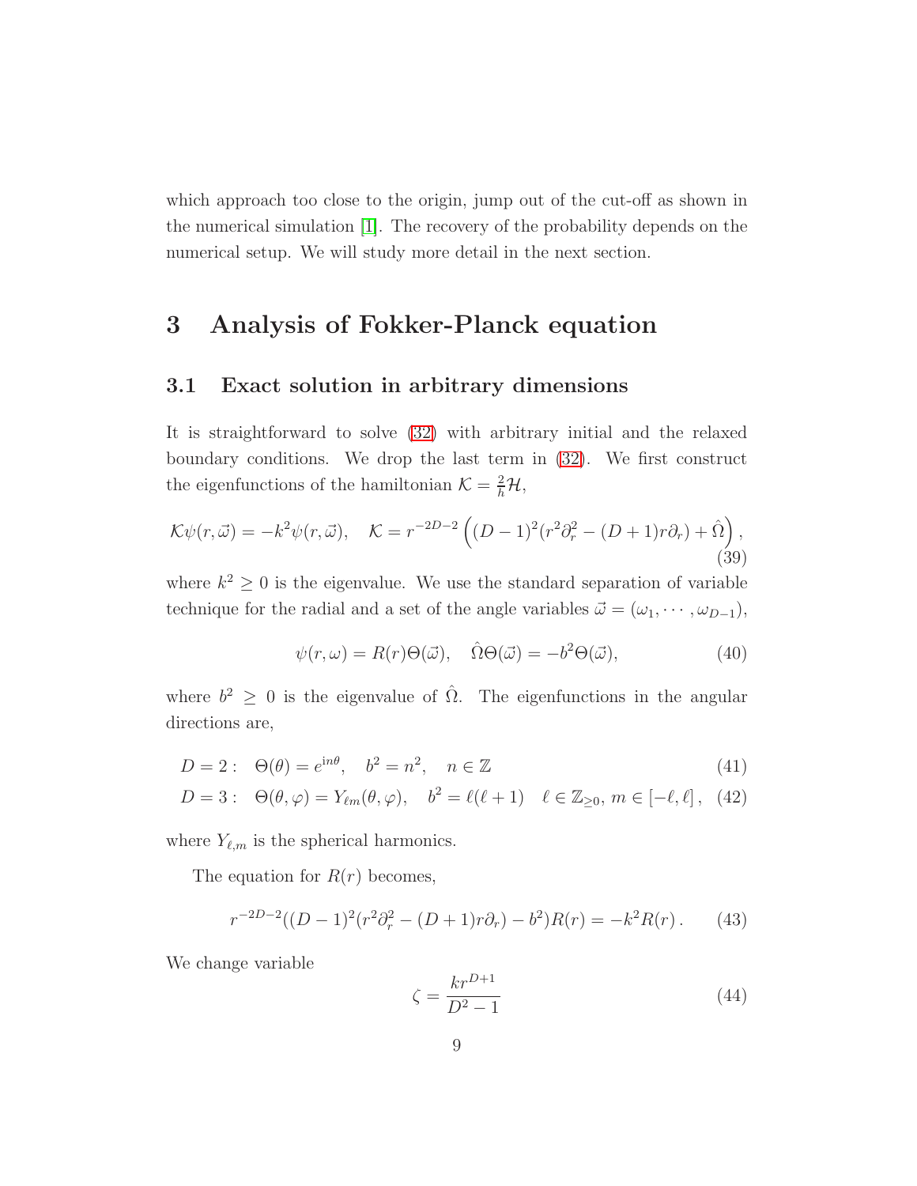which approach too close to the origin, jump out of the cut-off as shown in the numerical simulation [1]. The recovery of the probability depends on the numerical setup. We will study more detail in the next section.

# 3 Analysis of Fokker-Planck equation

## 3.1 Exact solution in arbitrary dimensions

It is straightforward to solve (32) with arbitrary initial and the relaxed boundary conditions. We drop the last term in (32). We first construct the eigenfunctions of the hamiltonian $\mathcal{K} = \frac{2}{h}\mathcal{H}$,

$$
\mathcal{K}\psi(r,\vec{\omega}) = -k^2\psi(r,\vec{\omega}), \quad \mathcal{K} = r^{-2D-2}\left((D-1)^2(r^2\partial_r^2 - (D+1)r\partial_r) + \hat{\Omega}\right), \tag{39}
$$

where $k^2 \geq 0$ is the eigenvalue. We use the standard separation of variable technique for the radial and a set of the angle variables $\vec{\omega} = (\omega_1, \cdots, \omega_{D-1})$,

$$
\psi(r,\omega) = R(r)\Theta(\vec{\omega}), \quad \hat{\Omega}\Theta(\vec{\omega}) = -b^2\Theta(\vec{\omega}), \tag{40}
$$

where $b^2 \geq 0$ is the eigenvalue of $\hat{\Omega}$. The eigenfunctions in the angular directions are,

$$
D = 2: \quad \Theta(\theta) = e^{in\theta}, \quad b^2 = n^2, \quad n \in \mathbb{Z} \tag{41}
$$

$$
D = 3: \quad \Theta(\theta,\varphi) = Y_{\ell m}(\theta,\varphi), \quad b^2 = \ell(\ell+1) \quad \ell \in \mathbb{Z}_{\geq 0},\, m \in [-\ell,\ell]\,, \tag{42}
$$

where $Y_{\ell,m}$ is the spherical harmonics.

The equation for $R(r)$ becomes,

$$
r^{-2D-2}((D-1)^2(r^2\partial_r^2 - (D+1)r\partial_r) - b^2)R(r) = -k^2R(r)\,. \tag{43}
$$

We change variable

$$
\zeta = \frac{kr^{D+1}}{D^2-1} \tag{44}
$$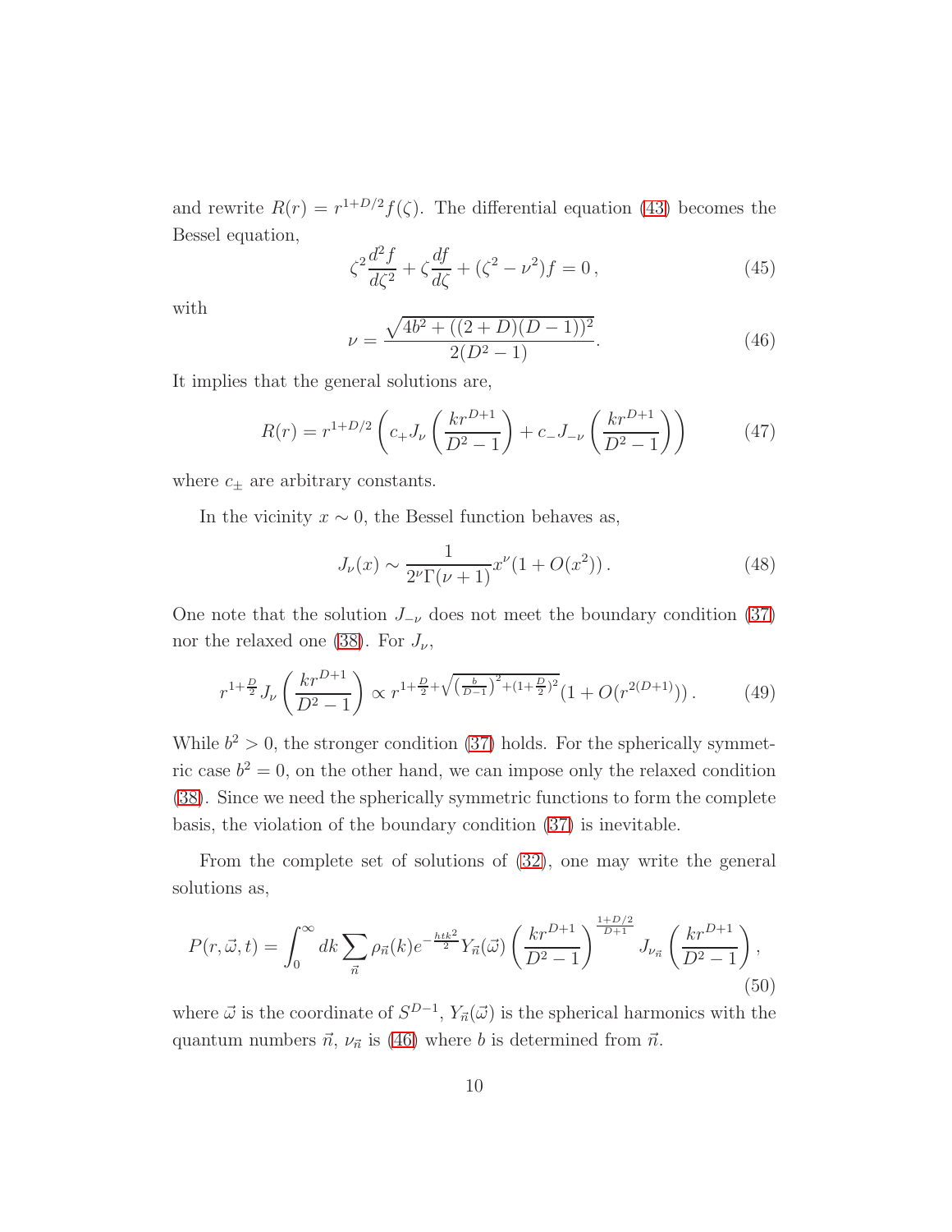and rewrite $R(r) = r^{1+D/2} f(\zeta)$. The differential equation (43) becomes the Bessel equation,

$$\zeta^2 \frac{d^2 f}{d\zeta^2} + \zeta \frac{df}{d\zeta} + (\zeta^2 - \nu^2) f = 0 \,, \tag{45}$$

with

$$\nu = \frac{\sqrt{4b^2 + ((2+D)(D-1))^2}}{2(D^2-1)}. \tag{46}$$

It implies that the general solutions are,

$$R(r) = r^{1+D/2} \left( c_+ J_\nu \left( \frac{k r^{D+1}}{D^2-1} \right) + c_- J_{-\nu} \left( \frac{k r^{D+1}}{D^2-1} \right) \right) \tag{47}$$

where $c_\pm$ are arbitrary constants.

In the vicinity $x \sim 0$, the Bessel function behaves as,

$$J_\nu(x) \sim \frac{1}{2^\nu \Gamma(\nu+1)} x^\nu (1 + O(x^2)) \,. \tag{48}$$

One note that the solution $J_{-\nu}$ does not meet the boundary condition (37) nor the relaxed one (38). For $J_\nu$,

$$r^{1+\frac{D}{2}} J_\nu \left( \frac{k r^{D+1}}{D^2-1} \right) \propto r^{1+\frac{D}{2}+\sqrt{\left(\frac{b}{D-1}\right)^2 + (1+\frac{D}{2})^2}} (1 + O(r^{2(D+1)})) \,. \tag{49}$$

While $b^2 > 0$, the stronger condition (37) holds. For the spherically symmetric case $b^2 = 0$, on the other hand, we can impose only the relaxed condition (38). Since we need the spherically symmetric functions to form the complete basis, the violation of the boundary condition (37) is inevitable.

From the complete set of solutions of (32), one may write the general solutions as,

$$P(r, \vec{\omega}, t) = \int_0^\infty dk \sum_{\vec{n}} \rho_{\vec{n}}(k) e^{-\frac{htk^2}{2}} Y_{\vec{n}}(\vec{\omega}) \left( \frac{k r^{D+1}}{D^2-1} \right)^{\frac{1+D/2}{D+1}} J_{\nu_{\vec{n}}} \left( \frac{k r^{D+1}}{D^2-1} \right), \tag{50}$$

where $\vec{\omega}$ is the coordinate of $S^{D-1}$, $Y_{\vec{n}}(\vec{\omega})$ is the spherical harmonics with the quantum numbers $\vec{n}$, $\nu_{\vec{n}}$ is (46) where $b$ is determined from $\vec{n}$.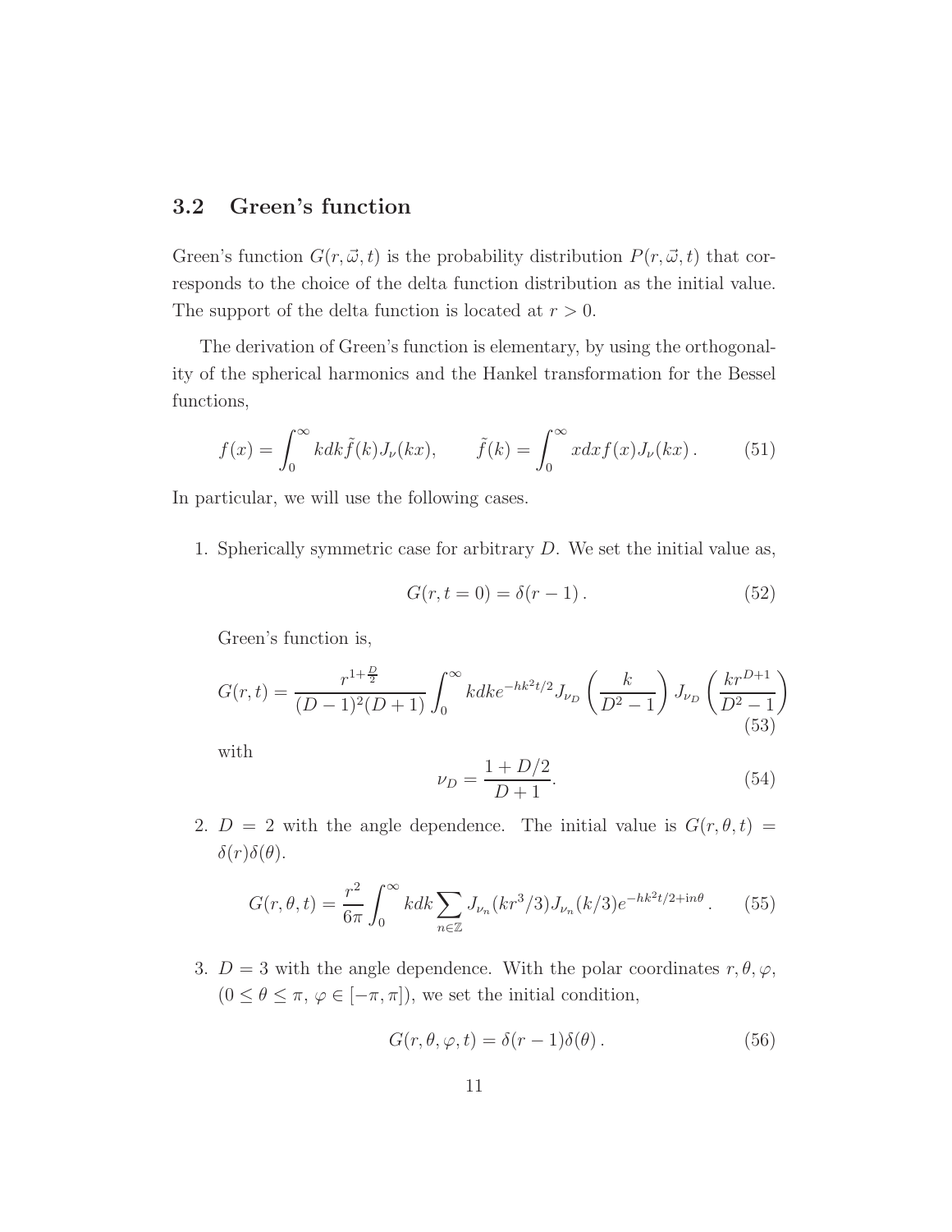## 3.2 Green's function

Green's function $G(r, \vec{\omega}, t)$ is the probability distribution $P(r, \vec{\omega}, t)$ that corresponds to the choice of the delta function distribution as the initial value. The support of the delta function is located at $r > 0$.

The derivation of Green's function is elementary, by using the orthogonality of the spherical harmonics and the Hankel transformation for the Bessel functions,

$$f(x) = \int_0^\infty k dk \tilde{f}(k) J_\nu(kx), \qquad \tilde{f}(k) = \int_0^\infty x dx f(x) J_\nu(kx) \,. \tag{51}$$

In particular, we will use the following cases.

1. Spherically symmetric case for arbitrary $D$. We set the initial value as,

$$G(r, t = 0) = \delta(r - 1) \,. \tag{52}$$

   Green's function is,

$$G(r, t) = \frac{r^{1+\frac{D}{2}}}{(D-1)^2(D+1)} \int_0^\infty k dk e^{-hk^2 t/2} J_{\nu_D}\left(\frac{k}{D^2 - 1}\right) J_{\nu_D}\left(\frac{k r^{D+1}}{D^2 - 1}\right) \tag{53}$$

   with

$$\nu_D = \frac{1 + D/2}{D + 1}. \tag{54}$$

2. $D = 2$ with the angle dependence. The initial value is $G(r, \theta, t) = \delta(r)\delta(\theta)$.

$$G(r, \theta, t) = \frac{r^2}{6\pi} \int_0^\infty k dk \sum_{n \in \mathbb{Z}} J_{\nu_n}(k r^3/3) J_{\nu_n}(k/3) e^{-hk^2 t/2 + \mathrm{i} n\theta} \,. \tag{55}$$

3. $D = 3$ with the angle dependence. With the polar coordinates $r, \theta, \varphi$, ($0 \leq \theta \leq \pi$, $\varphi \in [-\pi, \pi]$), we set the initial condition,

$$G(r, \theta, \varphi, t) = \delta(r - 1)\delta(\theta) \,. \tag{56}$$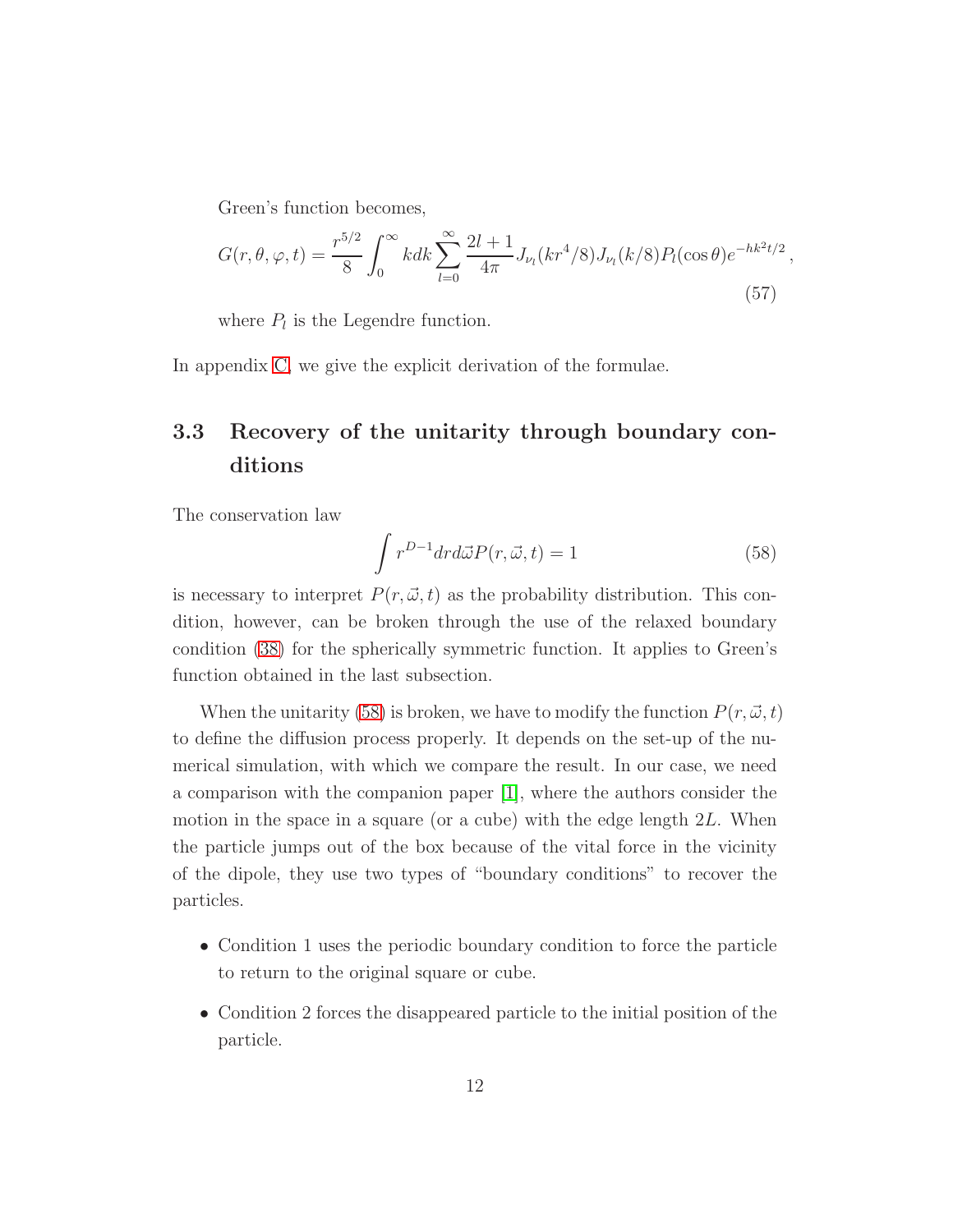Green's function becomes,

$$G(r,\theta,\varphi,t) = \frac{r^{5/2}}{8}\int_0^\infty kdk \sum_{l=0}^{\infty} \frac{2l+1}{4\pi} J_{\nu_l}(kr^4/8) J_{\nu_l}(k/8) P_l(\cos\theta) e^{-hk^2 t/2}\,, \tag{57}$$

where $P_l$ is the Legendre function.

In appendix C, we give the explicit derivation of the formulae.

### 3.3 Recovery of the unitarity through boundary conditions

The conservation law

$$\int r^{D-1} dr d\vec{\omega} P(r,\vec{\omega},t) = 1 \tag{58}$$

is necessary to interpret $P(r,\vec{\omega},t)$ as the probability distribution. This condition, however, can be broken through the use of the relaxed boundary condition (38) for the spherically symmetric function. It applies to Green's function obtained in the last subsection.

When the unitarity (58) is broken, we have to modify the function $P(r,\vec{\omega},t)$ to define the diffusion process properly. It depends on the set-up of the numerical simulation, with which we compare the result. In our case, we need a comparison with the companion paper [1], where the authors consider the motion in the space in a square (or a cube) with the edge length $2L$. When the particle jumps out of the box because of the vital force in the vicinity of the dipole, they use two types of "boundary conditions" to recover the particles.

- Condition 1 uses the periodic boundary condition to force the particle to return to the original square or cube.
- Condition 2 forces the disappeared particle to the initial position of the particle.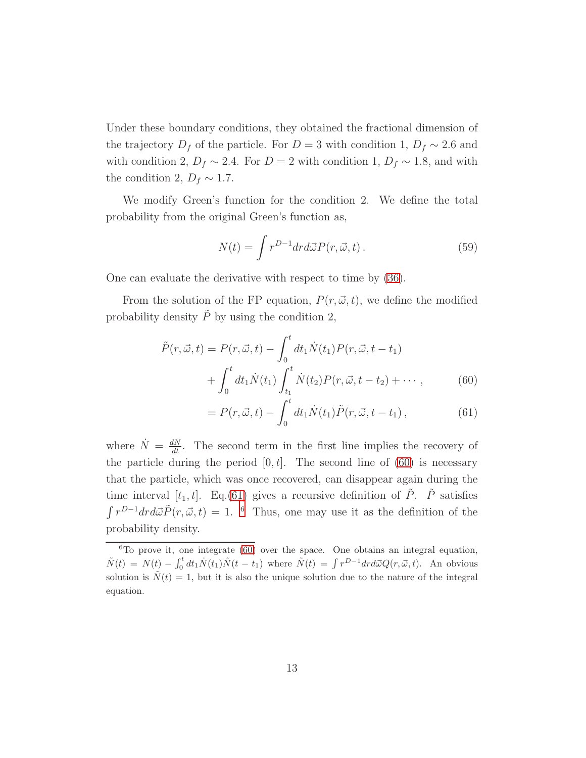Under these boundary conditions, they obtained the fractional dimension of the trajectory $D_f$ of the particle. For $D = 3$ with condition 1, $D_f \sim 2.6$ and with condition 2, $D_f \sim 2.4$. For $D = 2$ with condition 1, $D_f \sim 1.8$, and with the condition 2, $D_f \sim 1.7$.

We modify Green's function for the condition 2. We define the total probability from the original Green's function as,

$$N(t) = \int r^{D-1} dr d\vec{\omega} P(r, \vec{\omega}, t) \,. \tag{59}$$

One can evaluate the derivative with respect to time by (36).

From the solution of the FP equation, $P(r, \vec{\omega}, t)$, we define the modified probability density $\tilde{P}$ by using the condition 2,

$$\begin{aligned}
\tilde{P}(r, \vec{\omega}, t) &= P(r, \vec{\omega}, t) - \int_0^t dt_1 \dot{N}(t_1) P(r, \vec{\omega}, t - t_1) \\
&\quad + \int_0^t dt_1 \dot{N}(t_1) \int_{t_1}^t \dot{N}(t_2) P(r, \vec{\omega}, t - t_2) + \cdots \,, \qquad (60) \\
&= P(r, \vec{\omega}, t) - \int_0^t dt_1 \dot{N}(t_1) \tilde{P}(r, \vec{\omega}, t - t_1) \,, \qquad (61)
\end{aligned}$$

where $\dot{N} = \frac{dN}{dt}$. The second term in the first line implies the recovery of the particle during the period $[0, t]$. The second line of (60) is necessary that the particle, which was once recovered, can disappear again during the time interval $[t_1, t]$. Eq.(61) gives a recursive definition of $\tilde{P}$. $\tilde{P}$ satisfies $\int r^{D-1} dr d\vec{\omega} \tilde{P}(r, \vec{\omega}, t) = 1$. [6] Thus, one may use it as the definition of the probability density.

---

[6] To prove it, one integrate (60) over the space. One obtains an integral equation, $\tilde{N}(t) = N(t) - \int_0^t dt_1 \dot{N}(t_1) \tilde{N}(t - t_1)$ where $\tilde{N}(t) = \int r^{D-1} dr d\vec{\omega} Q(r, \vec{\omega}, t)$. An obvious solution is $\tilde{N}(t) = 1$, but it is also the unique solution due to the nature of the integral equation.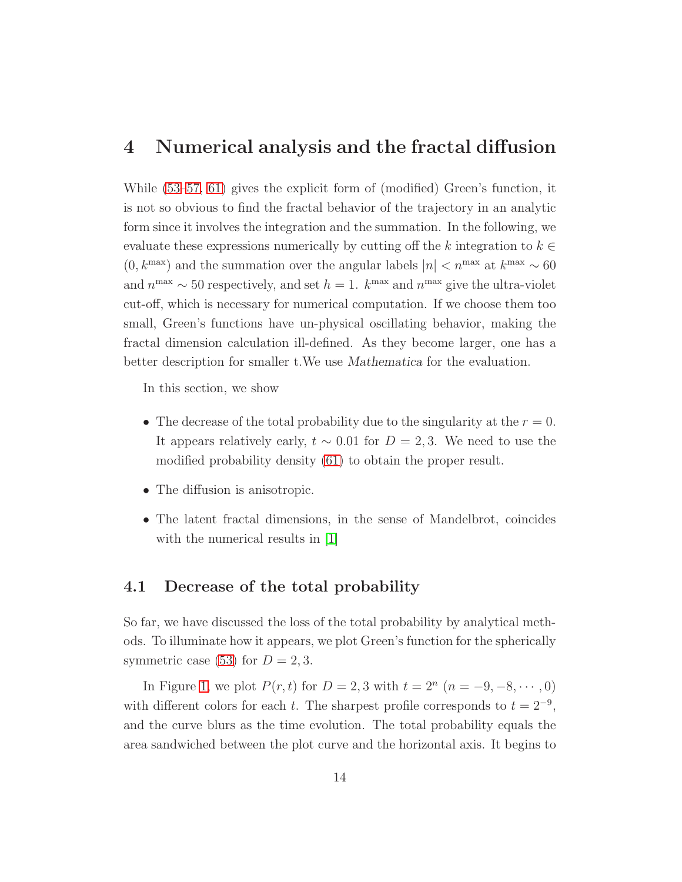# 4 Numerical analysis and the fractal diffusion

While (53–57, 61) gives the explicit form of (modified) Green's function, it is not so obvious to find the fractal behavior of the trajectory in an analytic form since it involves the integration and the summation. In the following, we evaluate these expressions numerically by cutting off the $k$ integration to $k \in (0, k^{\max})$ and the summation over the angular labels $|n| < n^{\max}$ at $k^{\max} \sim 60$ and $n^{\max} \sim 50$ respectively, and set $h = 1$. $k^{\max}$ and $n^{\max}$ give the ultra-violet cut-off, which is necessary for numerical computation. If we choose them too small, Green's functions have un-physical oscillating behavior, making the fractal dimension calculation ill-defined. As they become larger, one has a better description for smaller t.We use *Mathematica* for the evaluation.

In this section, we show

- The decrease of the total probability due to the singularity at the $r = 0$. It appears relatively early, $t \sim 0.01$ for $D = 2, 3$. We need to use the modified probability density (61) to obtain the proper result.
- The diffusion is anisotropic.
- The latent fractal dimensions, in the sense of Mandelbrot, coincides with the numerical results in [1]

## 4.1 Decrease of the total probability

So far, we have discussed the loss of the total probability by analytical methods. To illuminate how it appears, we plot Green's function for the spherically symmetric case (53) for $D = 2, 3$.

In Figure 1, we plot $P(r, t)$ for $D = 2, 3$ with $t = 2^n$ $(n = -9, -8, \cdots, 0)$ with different colors for each $t$. The sharpest profile corresponds to $t = 2^{-9}$, and the curve blurs as the time evolution. The total probability equals the area sandwiched between the plot curve and the horizontal axis. It begins to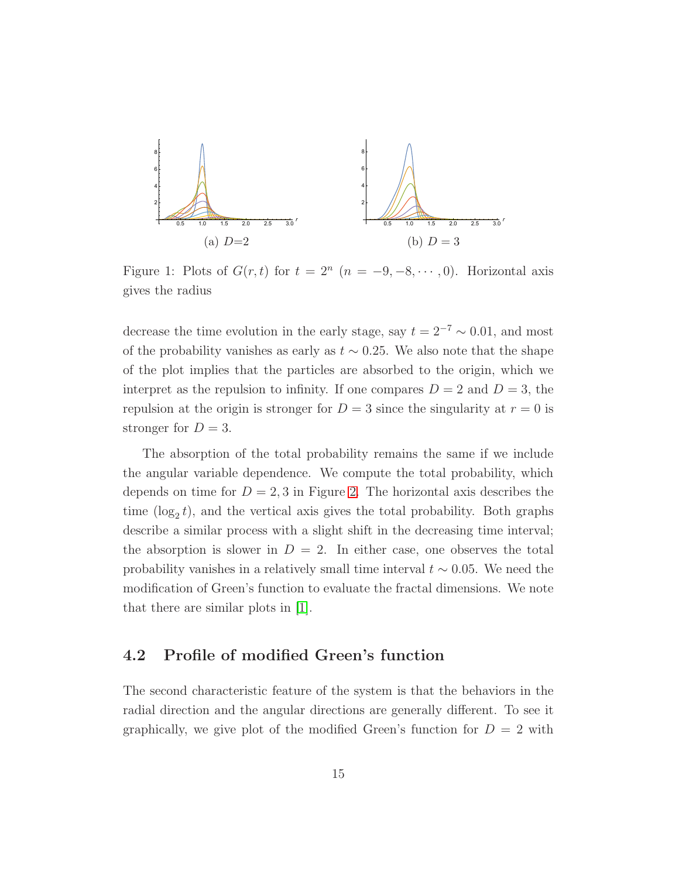(a) $D$=2

(b) $D = 3$

Figure 1: Plots of $G(r,t)$ for $t = 2^n$ $(n = -9, -8, \cdots, 0)$. Horizontal axis gives the radius

decrease the time evolution in the early stage, say $t = 2^{-7} \sim 0.01$, and most of the probability vanishes as early as $t \sim 0.25$. We also note that the shape of the plot implies that the particles are absorbed to the origin, which we interpret as the repulsion to infinity. If one compares $D = 2$ and $D = 3$, the repulsion at the origin is stronger for $D = 3$ since the singularity at $r = 0$ is stronger for $D = 3$.

The absorption of the total probability remains the same if we include the angular variable dependence. We compute the total probability, which depends on time for $D = 2, 3$ in Figure 2. The horizontal axis describes the time ($\log_2 t$), and the vertical axis gives the total probability. Both graphs describe a similar process with a slight shift in the decreasing time interval; the absorption is slower in $D = 2$. In either case, one observes the total probability vanishes in a relatively small time interval $t \sim 0.05$. We need the modification of Green's function to evaluate the fractal dimensions. We note that there are similar plots in [1].

## 4.2 Profile of modified Green's function

The second characteristic feature of the system is that the behaviors in the radial direction and the angular directions are generally different. To see it graphically, we give plot of the modified Green's function for $D = 2$ with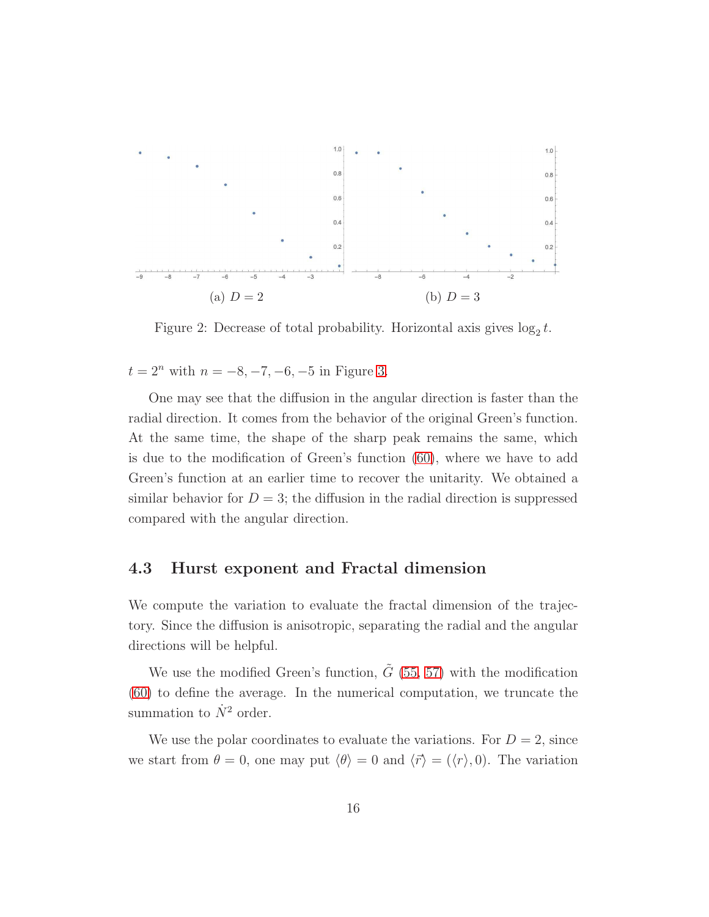(a) $D = 2$

(b) $D = 3$

Figure 2: Decrease of total probability. Horizontal axis gives $\log_2 t$.

$t = 2^n$ with $n = -8, -7, -6, -5$ in Figure 3.

One may see that the diffusion in the angular direction is faster than the radial direction. It comes from the behavior of the original Green's function. At the same time, the shape of the sharp peak remains the same, which is due to the modification of Green's function (60), where we have to add Green's function at an earlier time to recover the unitarity. We obtained a similar behavior for $D = 3$; the diffusion in the radial direction is suppressed compared with the angular direction.

### 4.3 Hurst exponent and Fractal dimension

We compute the variation to evaluate the fractal dimension of the trajectory. Since the diffusion is anisotropic, separating the radial and the angular directions will be helpful.

We use the modified Green's function, $\tilde{G}$ (55, 57) with the modification (60) to define the average. In the numerical computation, we truncate the summation to $\dot{N}^2$ order.

We use the polar coordinates to evaluate the variations. For $D = 2$, since we start from $\theta = 0$, one may put $\langle \theta \rangle = 0$ and $\langle \vec{r} \rangle = (\langle r \rangle, 0)$. The variation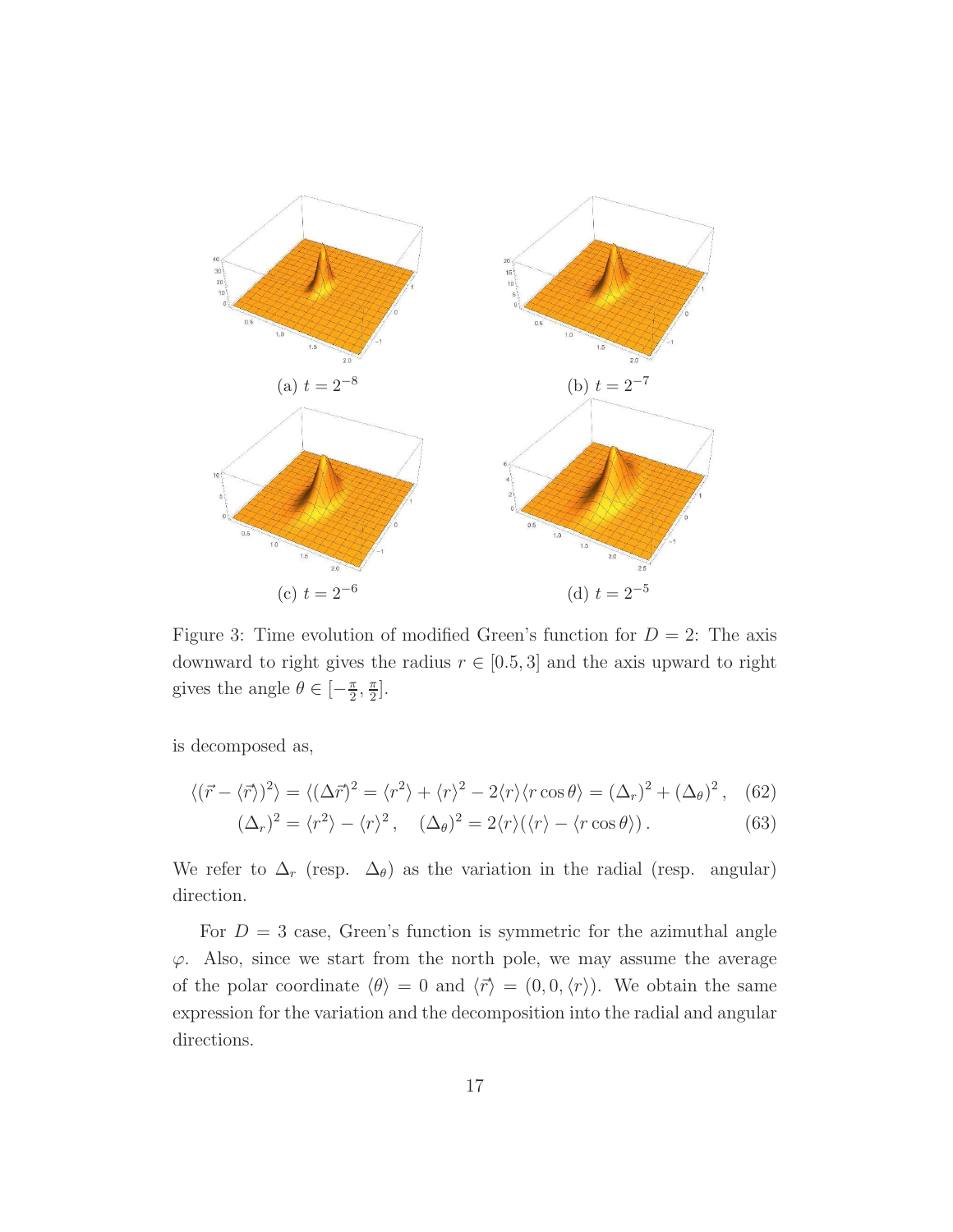(a) $t = 2^{-8}$

(b) $t = 2^{-7}$

(c) $t = 2^{-6}$

(d) $t = 2^{-5}$

Figure 3: Time evolution of modified Green's function for $D = 2$: The axis downward to right gives the radius $r \in [0.5, 3]$ and the axis upward to right gives the angle $\theta \in [-\frac{\pi}{2}, \frac{\pi}{2}]$.

is decomposed as,

$$\langle (\vec{r} - \langle \vec{r} \rangle)^2 \rangle = \langle (\Delta \vec{r})^2 = \langle r^2 \rangle + \langle r \rangle^2 - 2\langle r \rangle \langle r \cos\theta \rangle = (\Delta_r)^2 + (\Delta_\theta)^2 \,, \quad (62)$$

$$(\Delta_r)^2 = \langle r^2 \rangle - \langle r \rangle^2 \,, \quad (\Delta_\theta)^2 = 2\langle r \rangle (\langle r \rangle - \langle r \cos\theta \rangle) \,. \quad (63)$$

We refer to $\Delta_r$ (resp. $\Delta_\theta$) as the variation in the radial (resp. angular) direction.

For $D = 3$ case, Green's function is symmetric for the azimuthal angle $\varphi$. Also, since we start from the north pole, we may assume the average of the polar coordinate $\langle \theta \rangle = 0$ and $\langle \vec{r} \rangle = (0, 0, \langle r \rangle)$. We obtain the same expression for the variation and the decomposition into the radial and angular directions.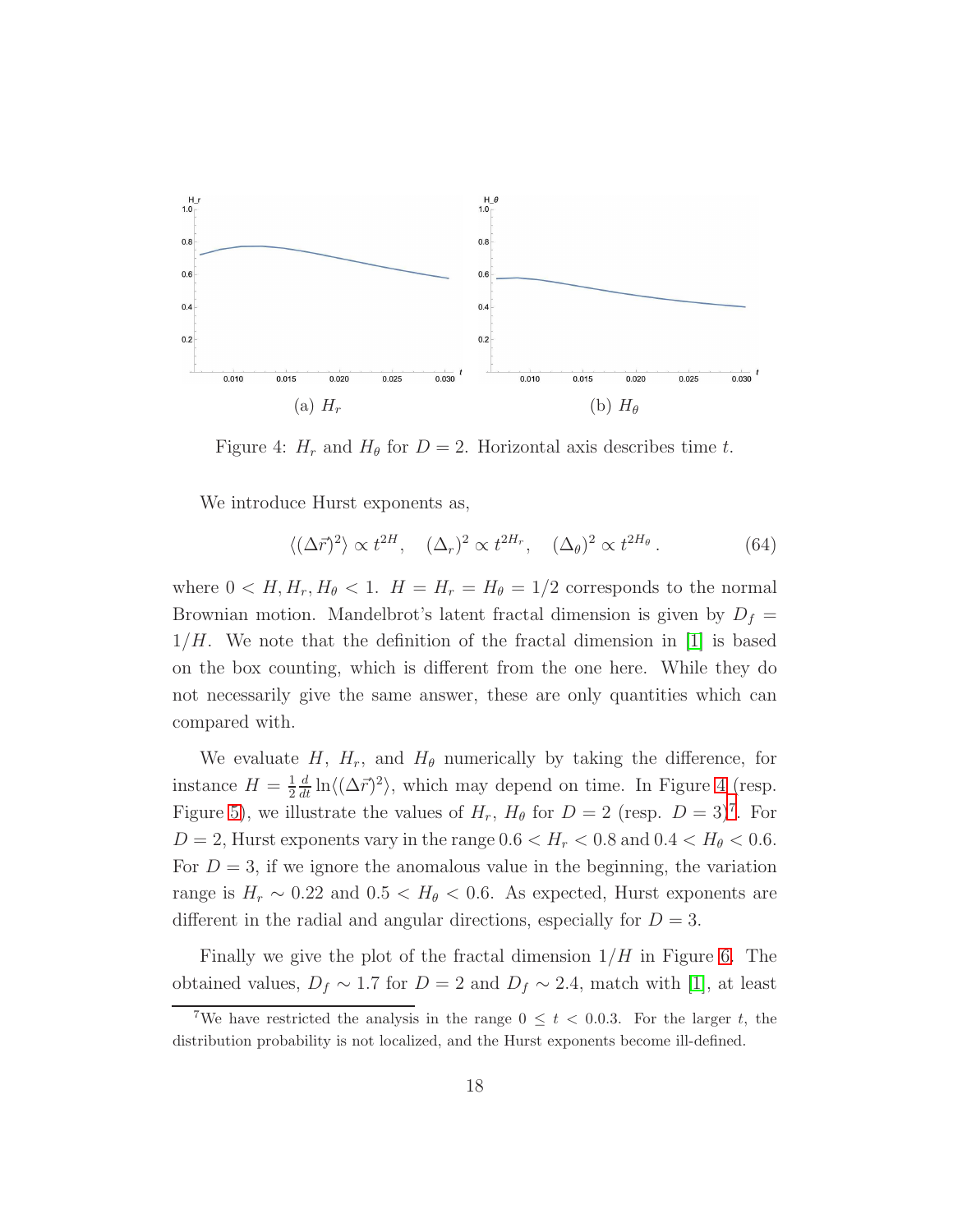(a) $H_r$

(b) $H_\theta$

Figure 4: $H_r$ and $H_\theta$ for $D = 2$. Horizontal axis describes time $t$.

We introduce Hurst exponents as,

$$\langle(\Delta\vec{r})^2\rangle \propto t^{2H}, \quad (\Delta_r)^2 \propto t^{2H_r}, \quad (\Delta_\theta)^2 \propto t^{2H_\theta}\,. \tag{64}$$

where $0 < H, H_r, H_\theta < 1$. $H = H_r = H_\theta = 1/2$ corresponds to the normal Brownian motion. Mandelbrot's latent fractal dimension is given by $D_f = 1/H$. We note that the definition of the fractal dimension in [1] is based on the box counting, which is different from the one here. While they do not necessarily give the same answer, these are only quantities which can compared with.

We evaluate $H$, $H_r$, and $H_\theta$ numerically by taking the difference, for instance $H = \frac{1}{2}\frac{d}{dt}\ln\langle(\Delta\vec{r})^2\rangle$, which may depend on time. In Figure 4 (resp. Figure 5), we illustrate the values of $H_r$, $H_\theta$ for $D = 2$ (resp. $D = 3$)[7]. For $D = 2$, Hurst exponents vary in the range $0.6 < H_r < 0.8$ and $0.4 < H_\theta < 0.6$. For $D = 3$, if we ignore the anomalous value in the beginning, the variation range is $H_r \sim 0.22$ and $0.5 < H_\theta < 0.6$. As expected, Hurst exponents are different in the radial and angular directions, especially for $D = 3$.

Finally we give the plot of the fractal dimension $1/H$ in Figure 6. The obtained values, $D_f \sim 1.7$ for $D = 2$ and $D_f \sim 2.4$, match with [1], at least

[7] We have restricted the analysis in the range $0 \leq t < 0.0.3$. For the larger $t$, the distribution probability is not localized, and the Hurst exponents become ill-defined.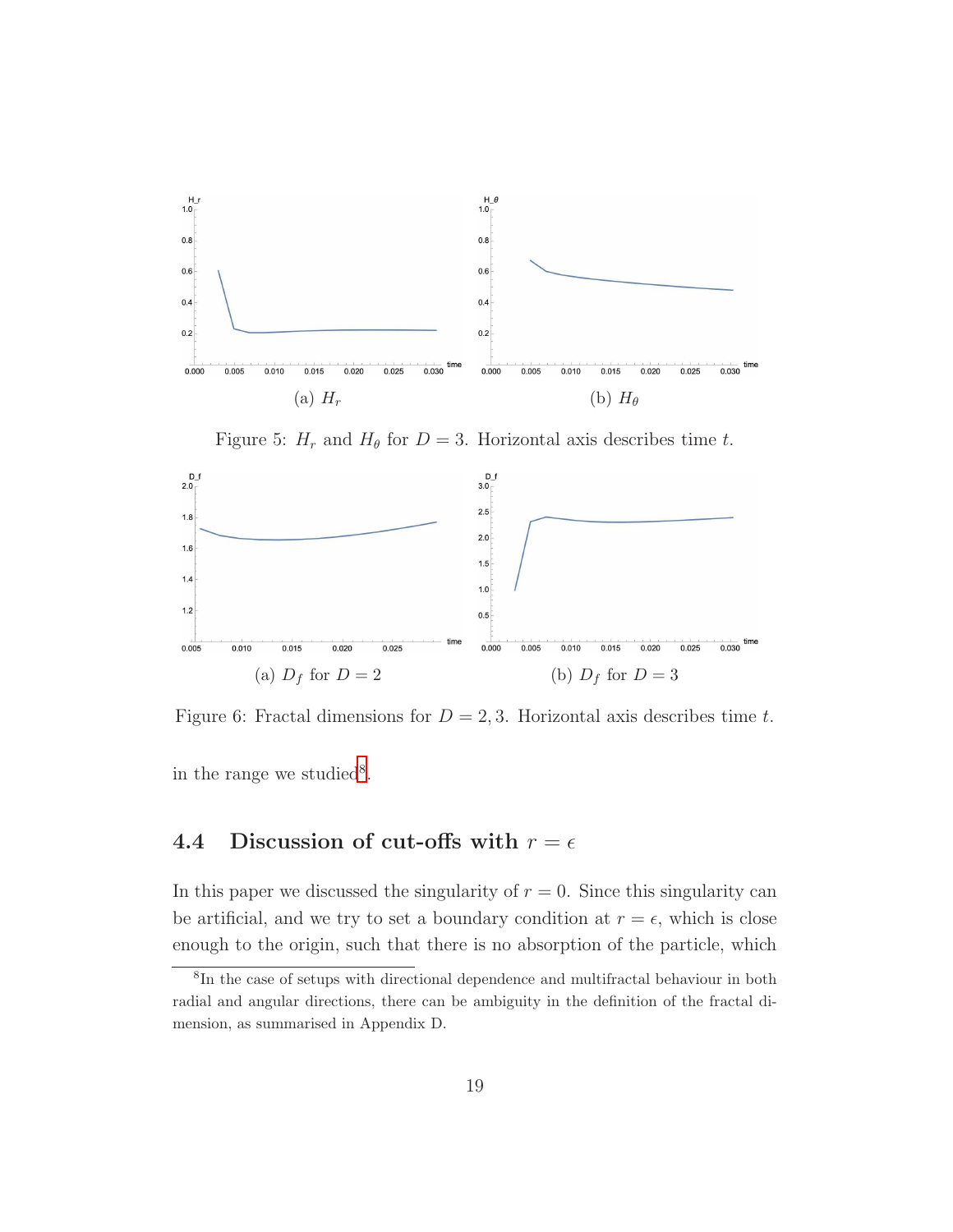(a) $H_r$

(b) $H_\theta$

Figure 5: $H_r$ and $H_\theta$ for $D = 3$. Horizontal axis describes time $t$.

(a) $D_f$ for $D = 2$

(b) $D_f$ for $D = 3$

Figure 6: Fractal dimensions for $D = 2, 3$. Horizontal axis describes time $t$.

in the range we studied[8].

### 4.4 Discussion of cut-offs with $r = \epsilon$

In this paper we discussed the singularity of $r = 0$. Since this singularity can be artificial, and we try to set a boundary condition at $r = \epsilon$, which is close enough to the origin, such that there is no absorption of the particle, which

[8] In the case of setups with directional dependence and multifractal behaviour in both radial and angular directions, there can be ambiguity in the definition of the fractal dimension, as summarised in Appendix D.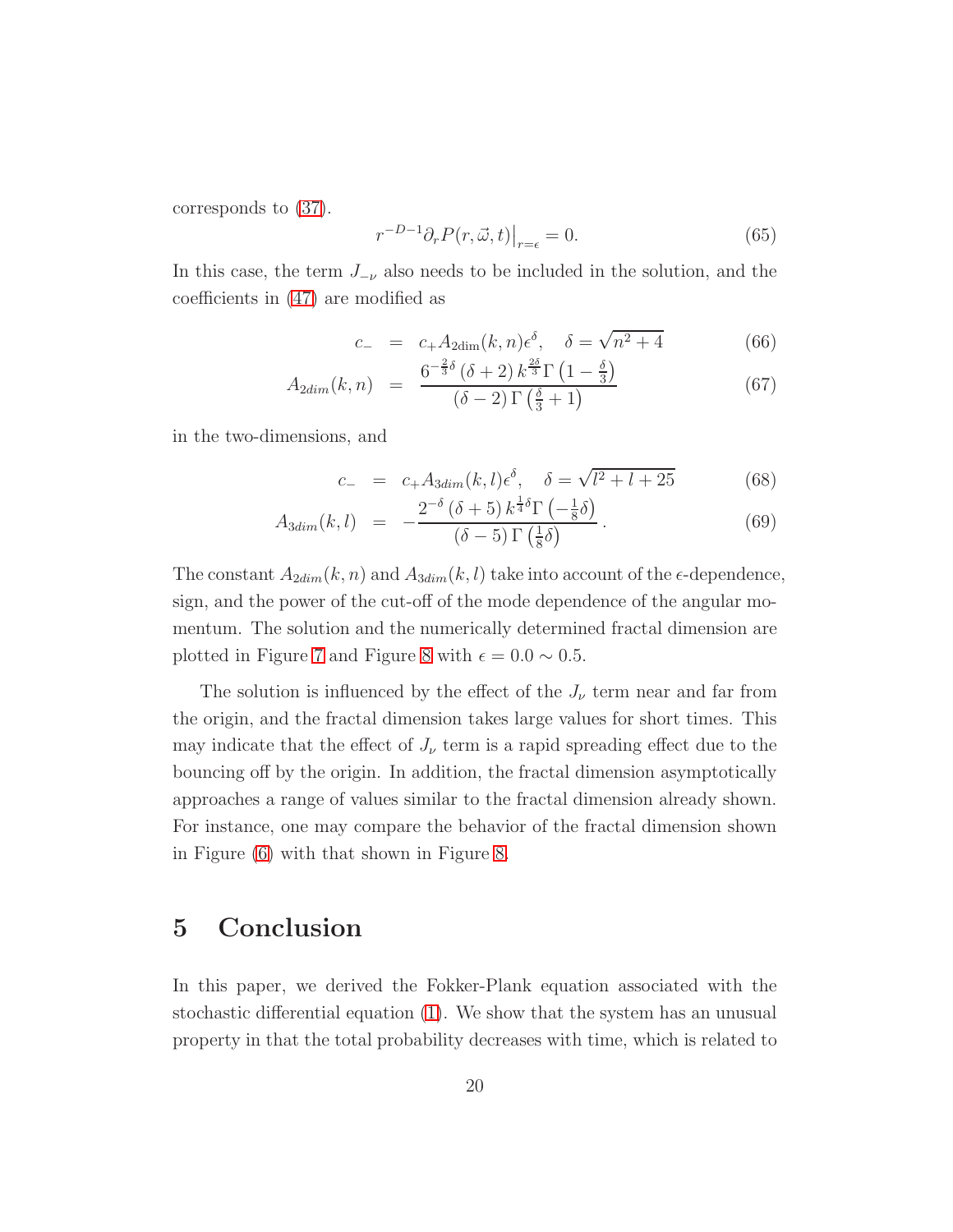corresponds to (37).

$$
r^{-D-1}\partial_r P(r,\vec{\omega},t)\big|_{r=\epsilon} = 0. \tag{65}
$$

In this case, the term $J_{-\nu}$ also needs to be included in the solution, and the coefficients in (47) are modified as

$$
c_- = c_+ A_{2\text{dim}}(k,n)\epsilon^{\delta}, \quad \delta = \sqrt{n^2+4} \tag{66}
$$

$$
A_{2dim}(k,n) = \frac{6^{-\frac{2}{3}\delta}\left(\delta+2\right)k^{\frac{2\delta}{3}}\Gamma\left(1-\frac{\delta}{3}\right)}{\left(\delta-2\right)\Gamma\left(\frac{\delta}{3}+1\right)} \tag{67}
$$

in the two-dimensions, and

$$
c_- = c_+ A_{3dim}(k,l)\epsilon^{\delta}, \quad \delta = \sqrt{l^2+l+25} \tag{68}
$$

$$
A_{3dim}(k,l) = -\frac{2^{-\delta}\left(\delta+5\right)k^{\frac{1}{4}\delta}\Gamma\left(-\frac{1}{8}\delta\right)}{\left(\delta-5\right)\Gamma\left(\frac{1}{8}\delta\right)}. \tag{69}
$$

The constant $A_{2dim}(k,n)$ and $A_{3dim}(k,l)$ take into account of the $\epsilon$-dependence, sign, and the power of the cut-off of the mode dependence of the angular momentum. The solution and the numerically determined fractal dimension are plotted in Figure 7 and Figure 8 with $\epsilon = 0.0 \sim 0.5$.

The solution is influenced by the effect of the $J_\nu$ term near and far from the origin, and the fractal dimension takes large values for short times. This may indicate that the effect of $J_\nu$ term is a rapid spreading effect due to the bouncing off by the origin. In addition, the fractal dimension asymptotically approaches a range of values similar to the fractal dimension already shown. For instance, one may compare the behavior of the fractal dimension shown in Figure (6) with that shown in Figure 8.

# 5 Conclusion

In this paper, we derived the Fokker-Plank equation associated with the stochastic differential equation (1). We show that the system has an unusual property in that the total probability decreases with time, which is related to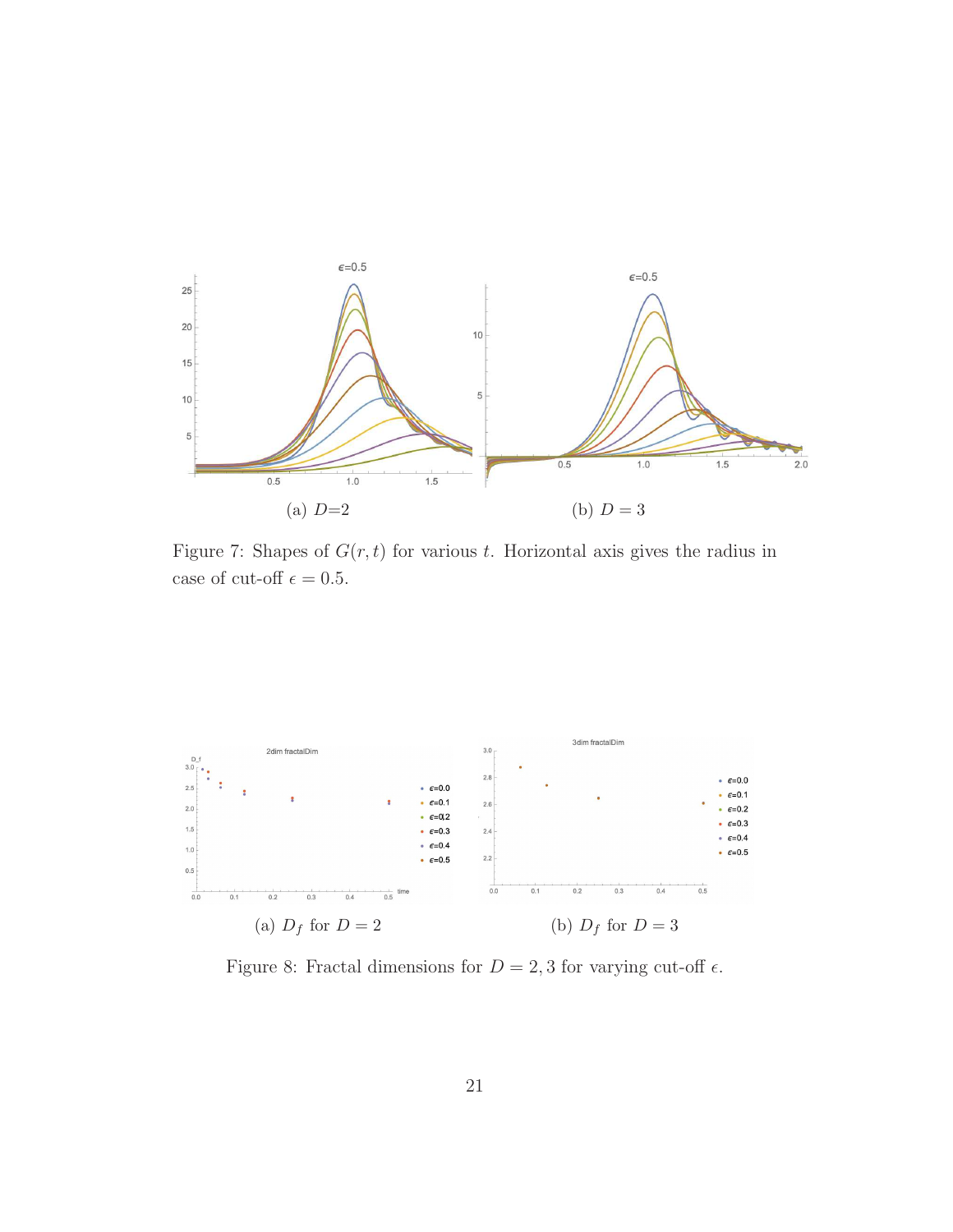(a) $D$=2

(b) $D = 3$

Figure 7: Shapes of $G(r, t)$ for various $t$. Horizontal axis gives the radius in case of cut-off $\epsilon = 0.5$.

(a) $D_f$ for $D = 2$

(b) $D_f$ for $D = 3$

Figure 8: Fractal dimensions for $D = 2, 3$ for varying cut-off $\epsilon$.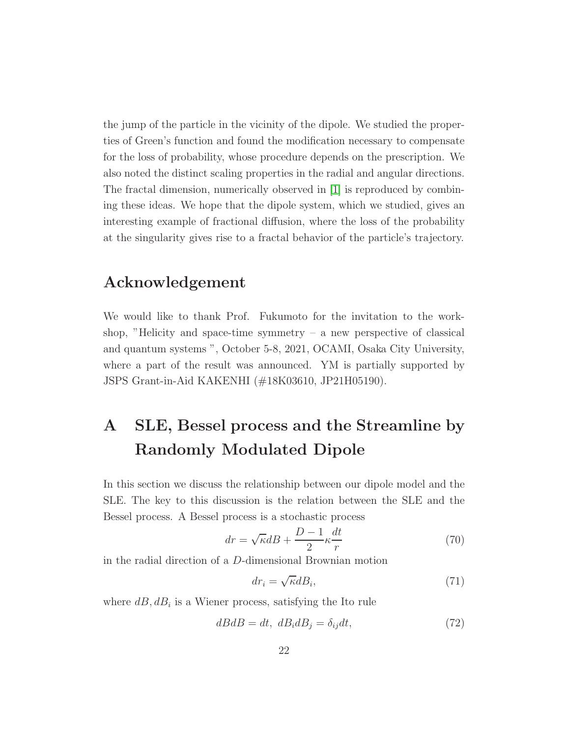the jump of the particle in the vicinity of the dipole. We studied the properties of Green's function and found the modification necessary to compensate for the loss of probability, whose procedure depends on the prescription. We also noted the distinct scaling properties in the radial and angular directions. The fractal dimension, numerically observed in [1] is reproduced by combining these ideas. We hope that the dipole system, which we studied, gives an interesting example of fractional diffusion, where the loss of the probability at the singularity gives rise to a fractal behavior of the particle's trajectory.

## Acknowledgement

We would like to thank Prof. Fukumoto for the invitation to the workshop, "Helicity and space-time symmetry – a new perspective of classical and quantum systems ", October 5-8, 2021, OCAMI, Osaka City University, where a part of the result was announced. YM is partially supported by JSPS Grant-in-Aid KAKENHI (#18K03610, JP21H05190).

# A SLE, Bessel process and the Streamline by Randomly Modulated Dipole

In this section we discuss the relationship between our dipole model and the SLE. The key to this discussion is the relation between the SLE and the Bessel process. A Bessel process is a stochastic process

$$dr = \sqrt{\kappa} dB + \frac{D-1}{2}\kappa \frac{dt}{r} \tag{70}$$

in the radial direction of a $D$-dimensional Brownian motion

$$dr_i = \sqrt{\kappa} dB_i, \tag{71}$$

where $dB, dB_i$ is a Wiener process, satisfying the Ito rule

$$dBdB = dt, \; dB_i dB_j = \delta_{ij} dt, \tag{72}$$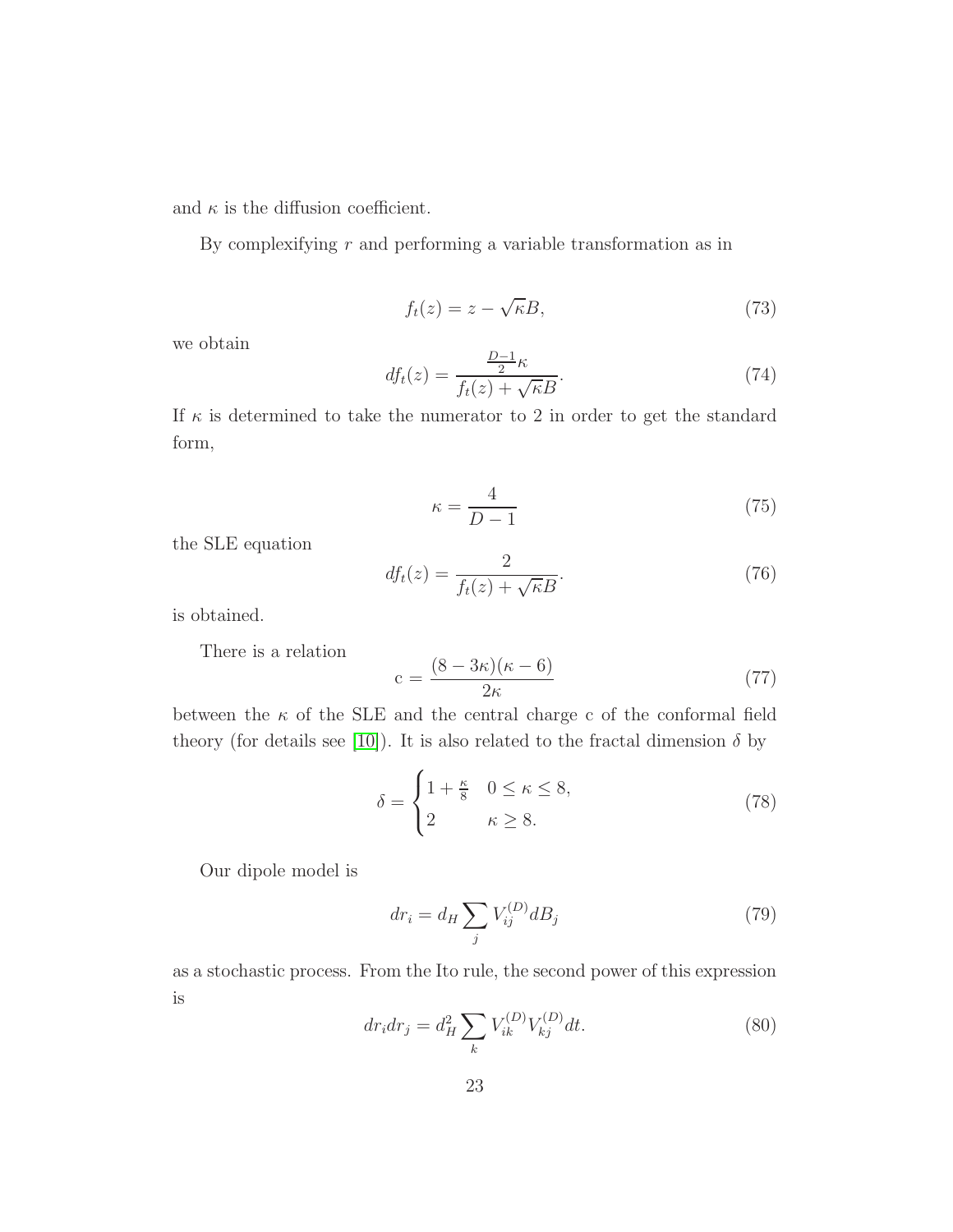and $\kappa$ is the diffusion coefficient.

By complexifying $r$ and performing a variable transformation as in

$$f_t(z) = z - \sqrt{\kappa}B, \tag{73}$$

we obtain

$$df_t(z) = \frac{\frac{D-1}{2}\kappa}{f_t(z) + \sqrt{\kappa}B}. \tag{74}$$

If $\kappa$ is determined to take the numerator to 2 in order to get the standard form,

$$\kappa = \frac{4}{D-1} \tag{75}$$

the SLE equation

$$df_t(z) = \frac{2}{f_t(z) + \sqrt{\kappa}B}. \tag{76}$$

is obtained.

There is a relation

$$\mathrm{c} = \frac{(8-3\kappa)(\kappa-6)}{2\kappa} \tag{77}$$

between the $\kappa$ of the SLE and the central charge c of the conformal field theory (for details see [10]). It is also related to the fractal dimension $\delta$ by

$$\delta = \begin{cases} 1 + \frac{\kappa}{8} & 0 \le \kappa \le 8, \\ 2 & \kappa \ge 8. \end{cases} \tag{78}$$

Our dipole model is

$$dr_i = d_H \sum_j V_{ij}^{(D)} dB_j \tag{79}$$

as a stochastic process. From the Ito rule, the second power of this expression is

$$dr_i dr_j = d_H^2 \sum_k V_{ik}^{(D)} V_{kj}^{(D)} dt. \tag{80}$$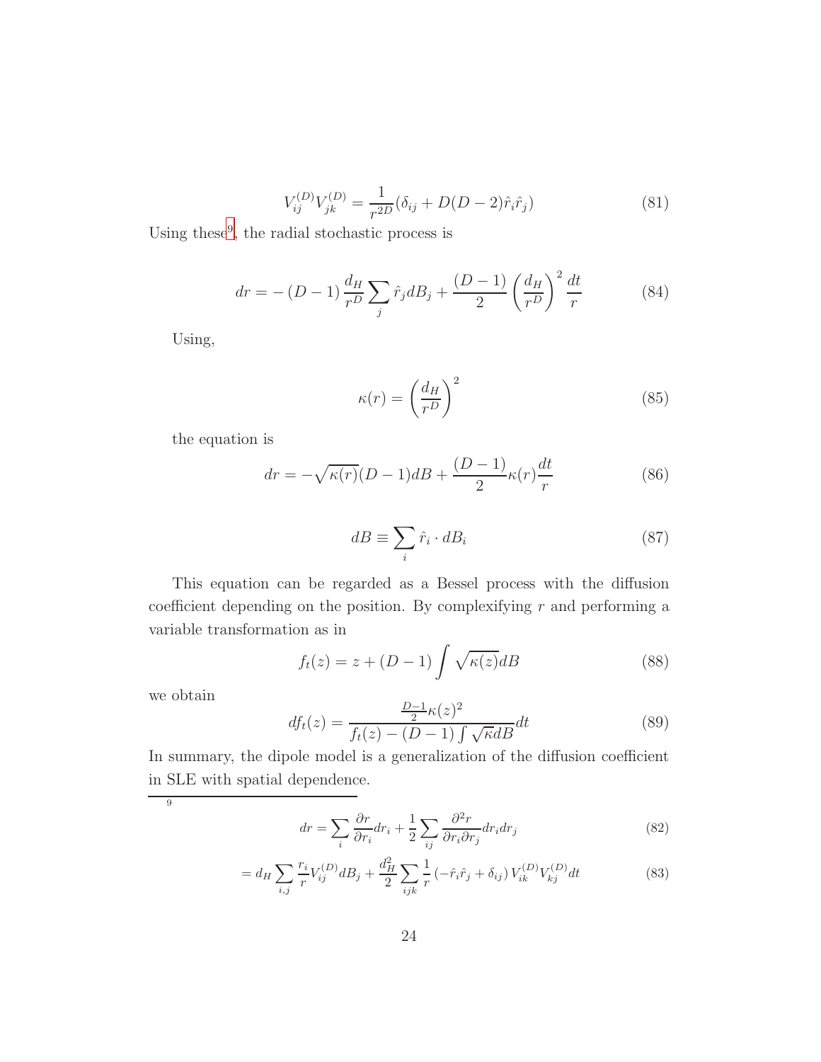$$V^{(D)}_{ij} V^{(D)}_{jk} = \frac{1}{r^{2D}} (\delta_{ij} + D(D-2) \hat{r}_i \hat{r}_j) \tag{81}$$

Using these[9], the radial stochastic process is

$$dr = -(D-1) \frac{d_H}{r^D} \sum_j \hat{r}_j dB_j + \frac{(D-1)}{2} \left( \frac{d_H}{r^D} \right)^2 \frac{dt}{r} \tag{84}$$

Using,

$$\kappa(r) = \left( \frac{d_H}{r^D} \right)^2 \tag{85}$$

the equation is

$$dr = -\sqrt{\kappa(r)} (D-1) dB + \frac{(D-1)}{2} \kappa(r) \frac{dt}{r} \tag{86}$$

$$dB \equiv \sum_i \hat{r}_i \cdot dB_i \tag{87}$$

This equation can be regarded as a Bessel process with the diffusion coefficient depending on the position. By complexifying $r$ and performing a variable transformation as in

$$f_t(z) = z + (D-1) \int \sqrt{\kappa(z)} dB \tag{88}$$

we obtain

$$df_t(z) = \frac{\frac{D-1}{2} \kappa(z)^2}{f_t(z) - (D-1) \int \sqrt{\kappa} dB} dt \tag{89}$$

In summary, the dipole model is a generalization of the diffusion coefficient in SLE with spatial dependence.

---

[9]

$$dr = \sum_i \frac{\partial r}{\partial r_i} dr_i + \frac{1}{2} \sum_{ij} \frac{\partial^2 r}{\partial r_i \partial r_j} dr_i dr_j \tag{82}$$

$$= d_H \sum_{i,j} \frac{r_i}{r} V^{(D)}_{ij} dB_j + \frac{d_H^2}{2} \sum_{ijk} \frac{1}{r} \left( -\hat{r}_i \hat{r}_j + \delta_{ij} \right) V^{(D)}_{ik} V^{(D)}_{kj} dt \tag{83}$$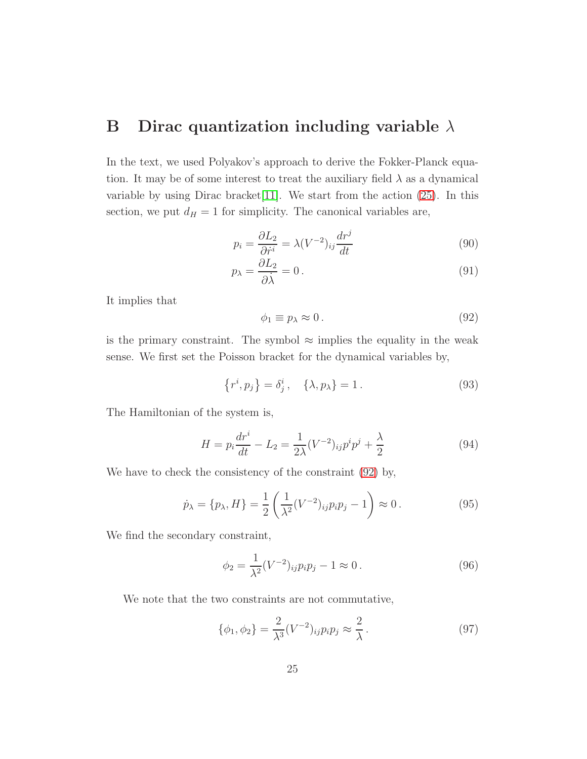# B Dirac quantization including variable $\lambda$

In the text, we used Polyakov's approach to derive the Fokker-Planck equation. It may be of some interest to treat the auxiliary field $\lambda$ as a dynamical variable by using Dirac bracket[11]. We start from the action (25). In this section, we put $d_H = 1$ for simplicity. The canonical variables are,

$$p_i = \frac{\partial L_2}{\partial \dot{r}^i} = \lambda (V^{-2})_{ij} \frac{dr^j}{dt} \tag{90}$$

$$p_\lambda = \frac{\partial L_2}{\partial \dot{\lambda}} = 0 \,. \tag{91}$$

It implies that

$$\phi_1 \equiv p_\lambda \approx 0 \,. \tag{92}$$

is the primary constraint. The symbol $\approx$ implies the equality in the weak sense. We first set the Poisson bracket for the dynamical variables by,

$$\left\{ r^i, p_j \right\} = \delta^i_j \,, \quad \{\lambda, p_\lambda\} = 1 \,. \tag{93}$$

The Hamiltonian of the system is,

$$H = p_i \frac{dr^i}{dt} - L_2 = \frac{1}{2\lambda} (V^{-2})_{ij} p^i p^j + \frac{\lambda}{2} \tag{94}$$

We have to check the consistency of the constraint (92) by,

$$\dot{p}_\lambda = \{p_\lambda, H\} = \frac{1}{2} \left( \frac{1}{\lambda^2} (V^{-2})_{ij} p_i p_j - 1 \right) \approx 0 \,. \tag{95}$$

We find the secondary constraint,

$$\phi_2 = \frac{1}{\lambda^2} (V^{-2})_{ij} p_i p_j - 1 \approx 0 \,. \tag{96}$$

We note that the two constraints are not commutative,

$$\{\phi_1, \phi_2\} = \frac{2}{\lambda^3} (V^{-2})_{ij} p_i p_j \approx \frac{2}{\lambda} \,. \tag{97}$$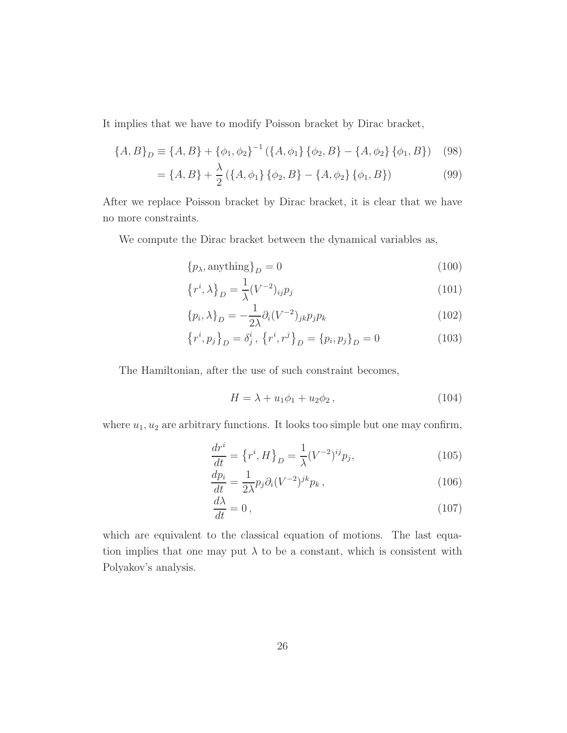It implies that we have to modify Poisson bracket by Dirac bracket,

$$\{A, B\}_D \equiv \{A, B\} + \{\phi_1, \phi_2\}^{-1} (\{A, \phi_1\} \{\phi_2, B\} - \{A, \phi_2\} \{\phi_1, B\}) \quad (98)$$

$$= \{A, B\} + \frac{\lambda}{2} (\{A, \phi_1\} \{\phi_2, B\} - \{A, \phi_2\} \{\phi_1, B\}) \quad (99)$$

After we replace Poisson bracket by Dirac bracket, it is clear that we have no more constraints.

We compute the Dirac bracket between the dynamical variables as,

$$\{p_\lambda, \text{anything}\}_D = 0 \quad (100)$$

$$\{r^i, \lambda\}_D = \frac{1}{\lambda} (V^{-2})_{ij} p_j \quad (101)$$

$$\{p_i, \lambda\}_D = -\frac{1}{2\lambda} \partial_i (V^{-2})_{jk} p_j p_k \quad (102)$$

$$\{r^i, p_j\}_D = \delta^i_j \,, \; \{r^i, r^j\}_D = \{p_i, p_j\}_D = 0 \quad (103)$$

The Hamiltonian, after the use of such constraint becomes,

$$H = \lambda + u_1 \phi_1 + u_2 \phi_2 \,, \quad (104)$$

where $u_1, u_2$ are arbitrary functions. It looks too simple but one may confirm,

$$\frac{dr^i}{dt} = \{r^i, H\}_D = \frac{1}{\lambda} (V^{-2})^{ij} p_j, \quad (105)$$

$$\frac{dp_i}{dt} = \frac{1}{2\lambda} p_j \partial_i (V^{-2})^{jk} p_k \,, \quad (106)$$

$$\frac{d\lambda}{dt} = 0 \,, \quad (107)$$

which are equivalent to the classical equation of motions. The last equation implies that one may put $\lambda$ to be a constant, which is consistent with Polyakov's analysis.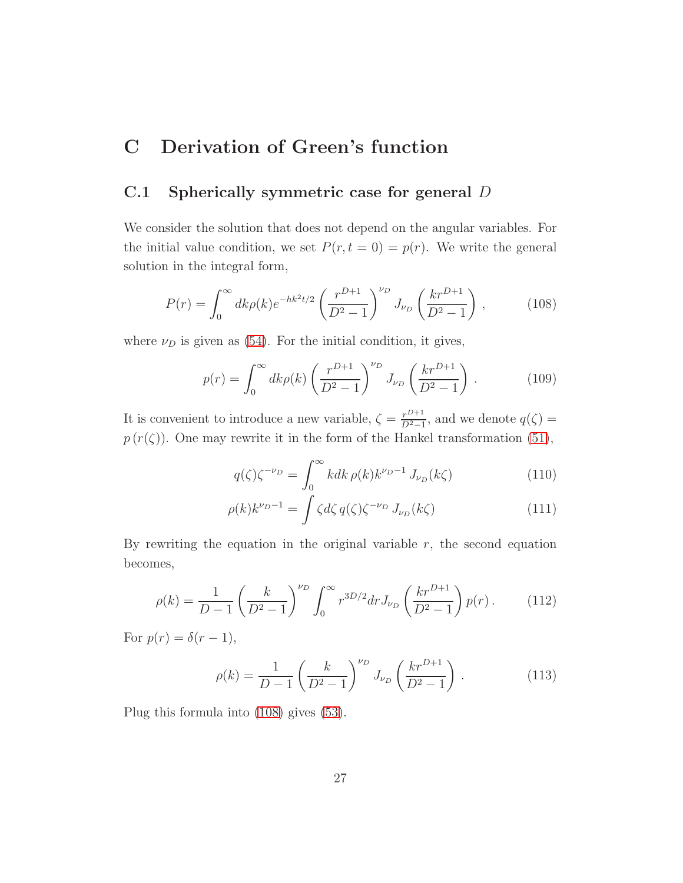# C Derivation of Green's function

## C.1 Spherically symmetric case for general $D$

We consider the solution that does not depend on the angular variables. For the initial value condition, we set $P(r, t = 0) = p(r)$. We write the general solution in the integral form,

$$P(r) = \int_0^\infty dk\rho(k)e^{-hk^2t/2} \left(\frac{r^{D+1}}{D^2 - 1}\right)^{\nu_D} J_{\nu_D}\left(\frac{kr^{D+1}}{D^2 - 1}\right), \tag{108}$$

where $\nu_D$ is given as (54). For the initial condition, it gives,

$$p(r) = \int_0^\infty dk\rho(k) \left(\frac{r^{D+1}}{D^2 - 1}\right)^{\nu_D} J_{\nu_D}\left(\frac{kr^{D+1}}{D^2 - 1}\right). \tag{109}$$

It is convenient to introduce a new variable, $\zeta = \frac{r^{D+1}}{D^2-1}$, and we denote $q(\zeta) = p(r(\zeta))$. One may rewrite it in the form of the Hankel transformation (51),

$$q(\zeta)\zeta^{-\nu_D} = \int_0^\infty kdk\, \rho(k)k^{\nu_D - 1}\, J_{\nu_D}(k\zeta) \tag{110}$$

$$\rho(k)k^{\nu_D - 1} = \int \zeta d\zeta\, q(\zeta)\zeta^{-\nu_D}\, J_{\nu_D}(k\zeta) \tag{111}$$

By rewriting the equation in the original variable $r$, the second equation becomes,

$$\rho(k) = \frac{1}{D-1}\left(\frac{k}{D^2 - 1}\right)^{\nu_D} \int_0^\infty r^{3D/2} dr J_{\nu_D}\left(\frac{kr^{D+1}}{D^2 - 1}\right) p(r). \tag{112}$$

For $p(r) = \delta(r - 1)$,

$$\rho(k) = \frac{1}{D-1}\left(\frac{k}{D^2 - 1}\right)^{\nu_D} J_{\nu_D}\left(\frac{kr^{D+1}}{D^2 - 1}\right). \tag{113}$$

Plug this formula into (108) gives (53).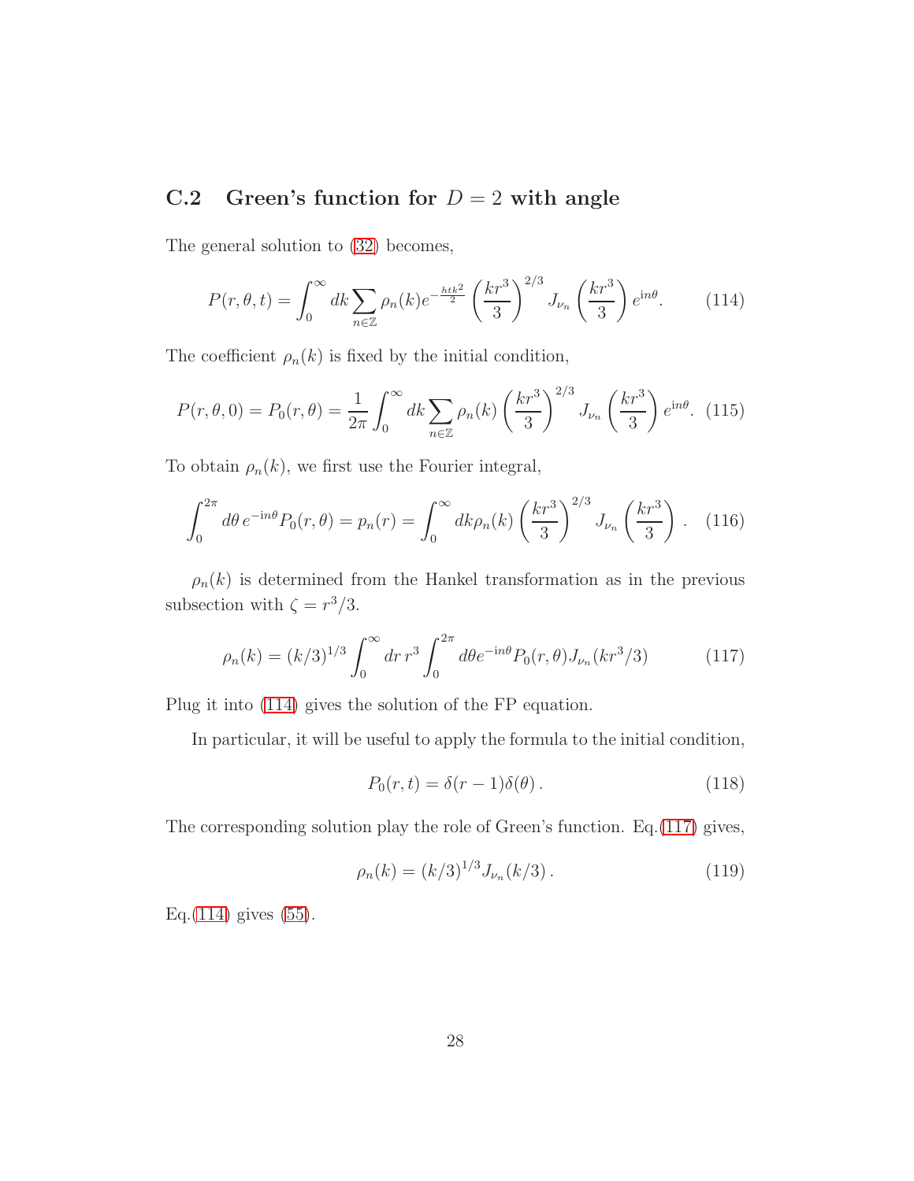### C.2 Green's function for $D = 2$ with angle

The general solution to (32) becomes,

$$P(r,\theta,t) = \int_0^\infty dk \sum_{n\in\mathbb{Z}} \rho_n(k) e^{-\frac{htk^2}{2}} \left(\frac{kr^3}{3}\right)^{2/3} J_{\nu_n}\left(\frac{kr^3}{3}\right) e^{\mathrm{i}n\theta}. \tag{114}$$

The coefficient $\rho_n(k)$ is fixed by the initial condition,

$$P(r,\theta,0) = P_0(r,\theta) = \frac{1}{2\pi}\int_0^\infty dk \sum_{n\in\mathbb{Z}} \rho_n(k) \left(\frac{kr^3}{3}\right)^{2/3} J_{\nu_n}\left(\frac{kr^3}{3}\right) e^{\mathrm{i}n\theta}. \tag{115}$$

To obtain $\rho_n(k)$, we first use the Fourier integral,

$$\int_0^{2\pi} d\theta\, e^{-\mathrm{i}n\theta} P_0(r,\theta) = p_n(r) = \int_0^\infty dk \rho_n(k) \left(\frac{kr^3}{3}\right)^{2/3} J_{\nu_n}\left(\frac{kr^3}{3}\right). \tag{116}$$

$\rho_n(k)$ is determined from the Hankel transformation as in the previous subsection with $\zeta = r^3/3$.

$$\rho_n(k) = (k/3)^{1/3} \int_0^\infty dr\, r^3 \int_0^{2\pi} d\theta e^{-\mathrm{i}n\theta} P_0(r,\theta) J_{\nu_n}(kr^3/3) \tag{117}$$

Plug it into (114) gives the solution of the FP equation.

In particular, it will be useful to apply the formula to the initial condition,

$$P_0(r,t) = \delta(r-1)\delta(\theta)\,. \tag{118}$$

The corresponding solution play the role of Green's function. Eq.(117) gives,

$$\rho_n(k) = (k/3)^{1/3} J_{\nu_n}(k/3)\,. \tag{119}$$

Eq.(114) gives (55).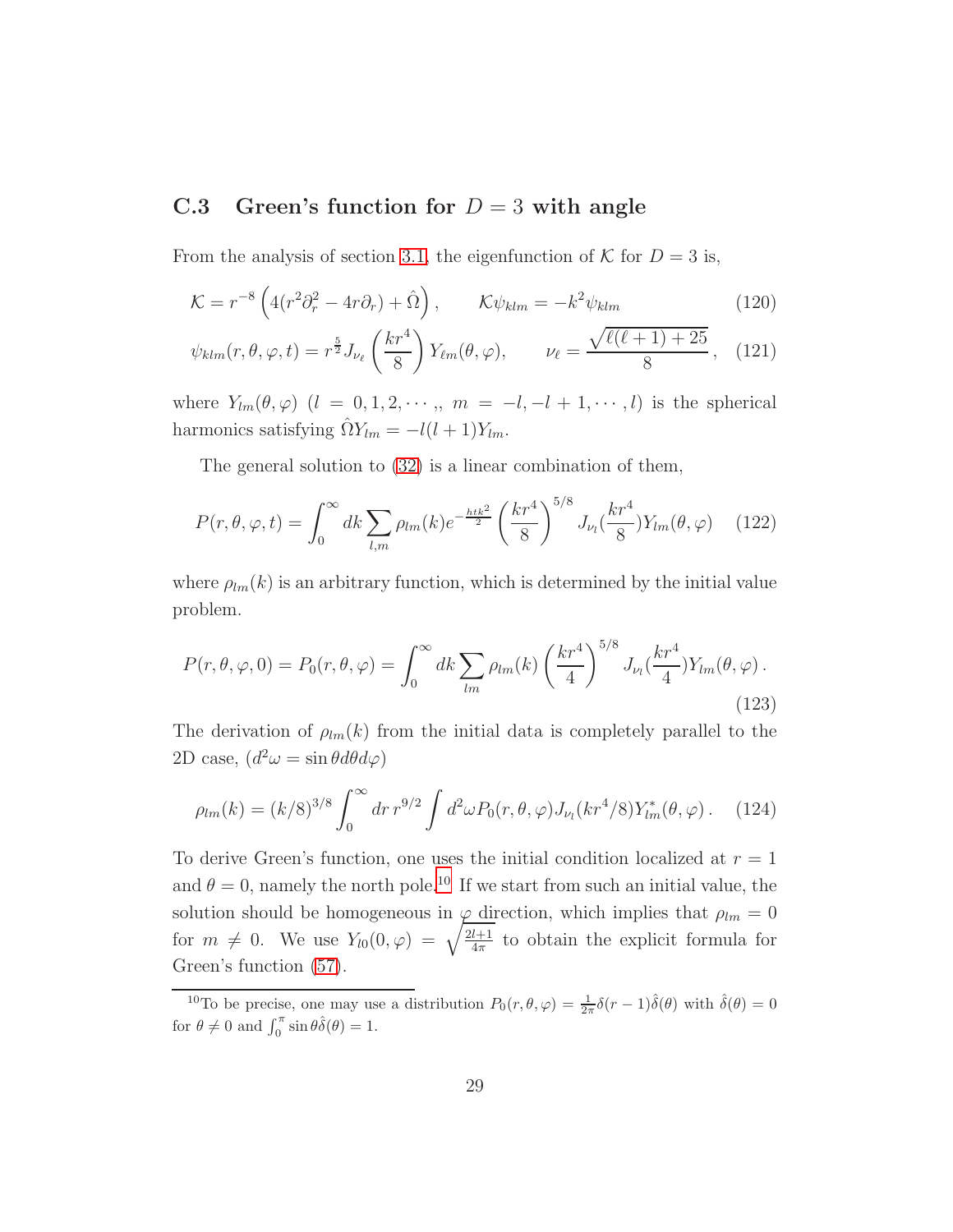### C.3 Green's function for $D = 3$ with angle

From the analysis of section 3.1, the eigenfunction of $\mathcal{K}$ for $D = 3$ is,

$$\mathcal{K} = r^{-8}\left(4(r^2\partial_r^2 - 4r\partial_r) + \hat{\Omega}\right), \qquad \mathcal{K}\psi_{klm} = -k^2\psi_{klm} \tag{120}$$

$$\psi_{klm}(r,\theta,\varphi,t) = r^{\frac{5}{2}} J_{\nu_\ell}\left(\frac{kr^4}{8}\right) Y_{\ell m}(\theta,\varphi), \qquad \nu_\ell = \frac{\sqrt{\ell(\ell+1)+25}}{8}, \tag{121}$$

where $Y_{lm}(\theta,\varphi)$ $(l = 0, 1, 2, \cdots,, \; m = -l, -l+1, \cdots, l)$ is the spherical harmonics satisfying $\hat{\Omega}Y_{lm} = -l(l+1)Y_{lm}$.

The general solution to (32) is a linear combination of them,

$$P(r,\theta,\varphi,t) = \int_0^\infty dk \sum_{l,m} \rho_{lm}(k) e^{-\frac{htk^2}{2}} \left(\frac{kr^4}{8}\right)^{5/8} J_{\nu_l}\left(\frac{kr^4}{8}\right) Y_{lm}(\theta,\varphi) \tag{122}$$

where $\rho_{lm}(k)$ is an arbitrary function, which is determined by the initial value problem.

$$P(r,\theta,\varphi,0) = P_0(r,\theta,\varphi) = \int_0^\infty dk \sum_{lm} \rho_{lm}(k) \left(\frac{kr^4}{4}\right)^{5/8} J_{\nu_l}\left(\frac{kr^4}{4}\right) Y_{lm}(\theta,\varphi)\,. \tag{123}$$

The derivation of $\rho_{lm}(k)$ from the initial data is completely parallel to the 2D case, $(d^2\omega = \sin\theta d\theta d\varphi)$

$$\rho_{lm}(k) = (k/8)^{3/8} \int_0^\infty dr\, r^{9/2} \int d^2\omega P_0(r,\theta,\varphi) J_{\nu_l}(kr^4/8) Y^*_{lm}(\theta,\varphi)\,. \tag{124}$$

To derive Green's function, one uses the initial condition localized at $r = 1$ and $\theta = 0$, namely the north pole.[10] If we start from such an initial value, the solution should be homogeneous in $\varphi$ direction, which implies that $\rho_{lm} = 0$ for $m \neq 0$. We use $Y_{l0}(0,\varphi) = \sqrt{\frac{2l+1}{4\pi}}$ to obtain the explicit formula for Green's function (57).

[10] To be precise, one may use a distribution $P_0(r,\theta,\varphi) = \frac{1}{2\pi}\delta(r-1)\hat{\delta}(\theta)$ with $\hat{\delta}(\theta) = 0$ for $\theta \neq 0$ and $\int_0^\pi \sin\theta\hat{\delta}(\theta) = 1$.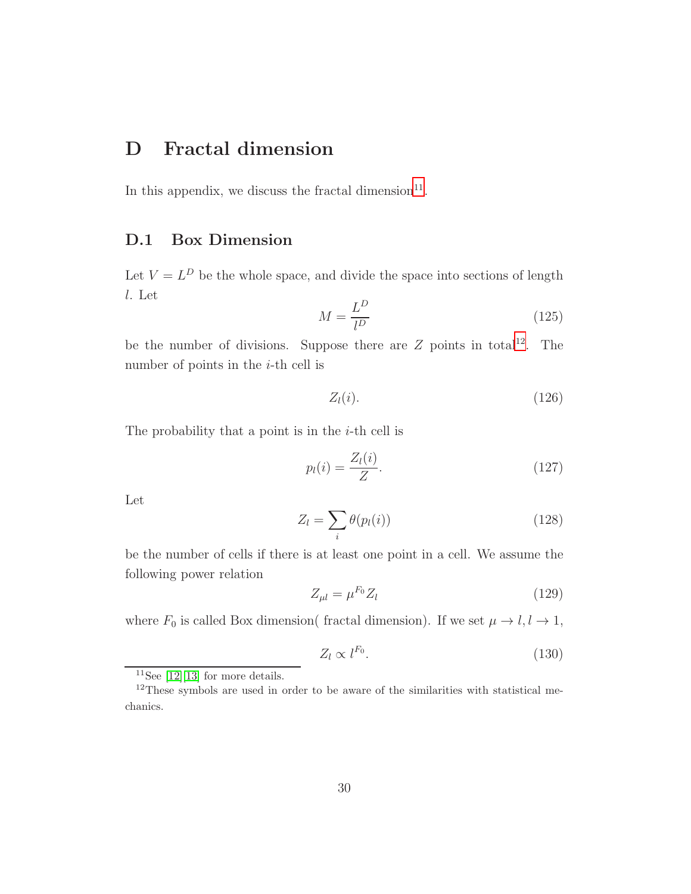# D Fractal dimension

In this appendix, we discuss the fractal dimension[11].

## D.1 Box Dimension

Let $V = L^D$ be the whole space, and divide the space into sections of length $l$. Let

$$M = \frac{L^D}{l^D} \tag{125}$$

be the number of divisions. Suppose there are $Z$ points in total[12]. The number of points in the $i$-th cell is

$$Z_l(i). \tag{126}$$

The probability that a point is in the $i$-th cell is

$$p_l(i) = \frac{Z_l(i)}{Z}. \tag{127}$$

Let

$$Z_l = \sum_i \theta(p_l(i)) \tag{128}$$

be the number of cells if there is at least one point in a cell. We assume the following power relation

$$Z_{\mu l} = \mu^{F_0} Z_l \tag{129}$$

where $F_0$ is called Box dimension( fractal dimension). If we set $\mu \to l, l \to 1$,

$$Z_l \propto l^{F_0}. \tag{130}$$

[11] See [12][13] for more details.

[12] These symbols are used in order to be aware of the similarities with statistical mechanics.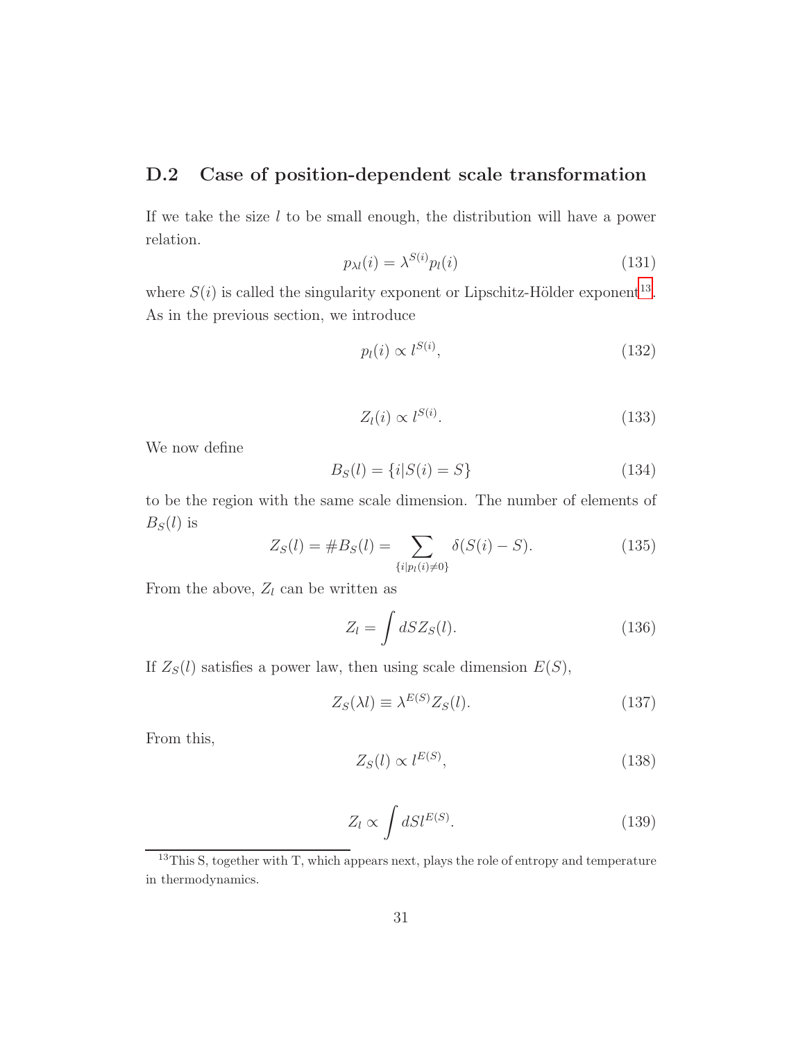### D.2 Case of position-dependent scale transformation

If we take the size $l$ to be small enough, the distribution will have a power relation.

$$p_{\lambda l}(i) = \lambda^{S(i)} p_l(i) \tag{131}$$

where $S(i)$ is called the singularity exponent or Lipschitz-Hölder exponent[13]. As in the previous section, we introduce

$$p_l(i) \propto l^{S(i)}, \tag{132}$$

$$Z_l(i) \propto l^{S(i)}. \tag{133}$$

We now define

$$B_S(l) = \{i | S(i) = S\} \tag{134}$$

to be the region with the same scale dimension. The number of elements of $B_S(l)$ is

$$Z_S(l) = \# B_S(l) = \sum_{\{i | p_l(i) \neq 0\}} \delta(S(i) - S). \tag{135}$$

From the above, $Z_l$ can be written as

$$Z_l = \int dS Z_S(l). \tag{136}$$

If $Z_S(l)$ satisfies a power law, then using scale dimension $E(S)$,

$$Z_S(\lambda l) \equiv \lambda^{E(S)} Z_S(l). \tag{137}$$

From this,

$$Z_S(l) \propto l^{E(S)}, \tag{138}$$

$$Z_l \propto \int dS l^{E(S)}. \tag{139}$$

[13] This S, together with T, which appears next, plays the role of entropy and temperature in thermodynamics.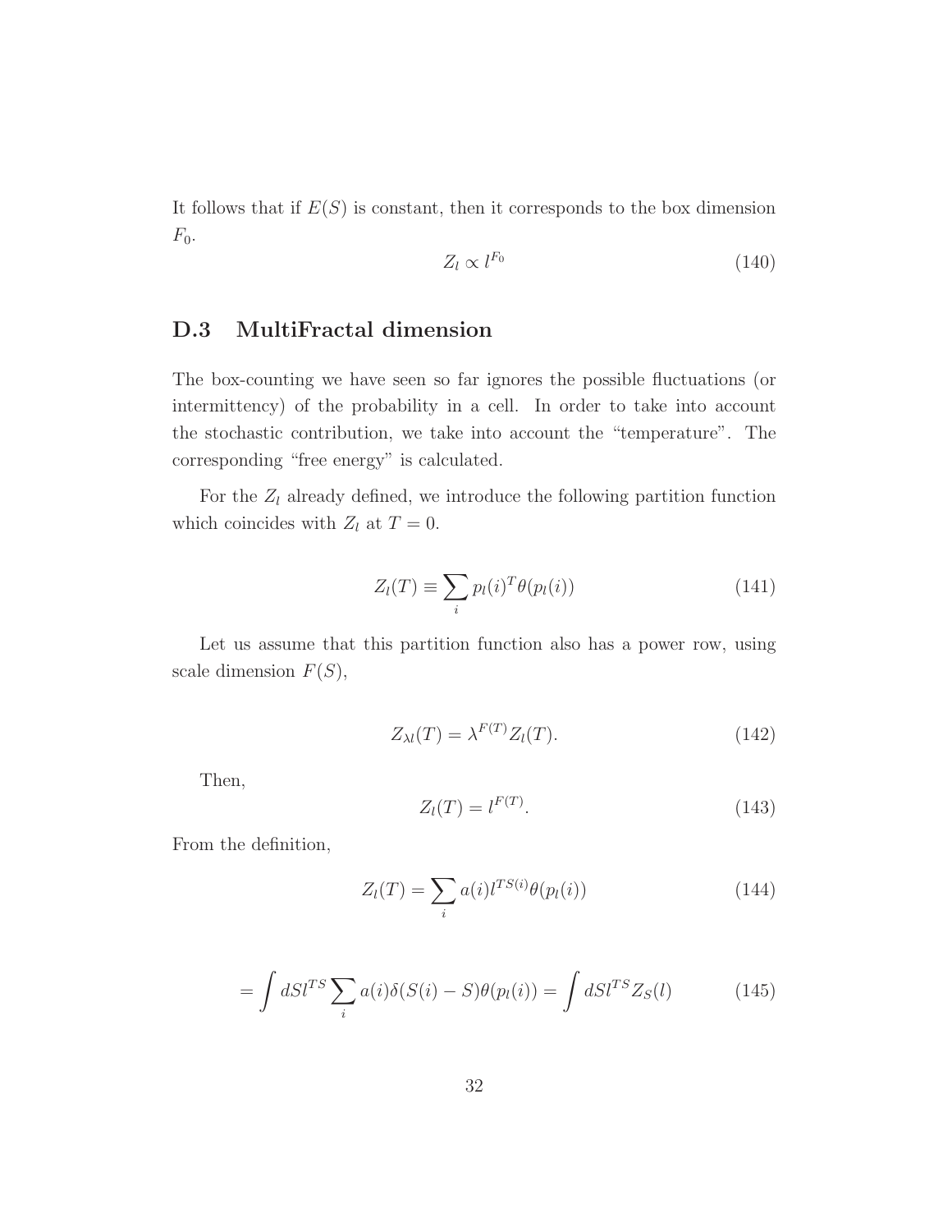It follows that if $E(S)$ is constant, then it corresponds to the box dimension $F_0$.

$$Z_l \propto l^{F_0} \tag{140}$$

## D.3 MultiFractal dimension

The box-counting we have seen so far ignores the possible fluctuations (or intermittency) of the probability in a cell. In order to take into account the stochastic contribution, we take into account the "temperature". The corresponding "free energy" is calculated.

For the $Z_l$ already defined, we introduce the following partition function which coincides with $Z_l$ at $T = 0$.

$$Z_l(T) \equiv \sum_i p_l(i)^T \theta(p_l(i)) \tag{141}$$

Let us assume that this partition function also has a power row, using scale dimension $F(S)$,

$$Z_{\lambda l}(T) = \lambda^{F(T)} Z_l(T). \tag{142}$$

Then,

$$Z_l(T) = l^{F(T)}. \tag{143}$$

From the definition,

$$Z_l(T) = \sum_i a(i) l^{TS(i)} \theta(p_l(i)) \tag{144}$$

$$= \int dS l^{TS} \sum_i a(i) \delta(S(i) - S) \theta(p_l(i)) = \int dS l^{TS} Z_S(l) \tag{145}$$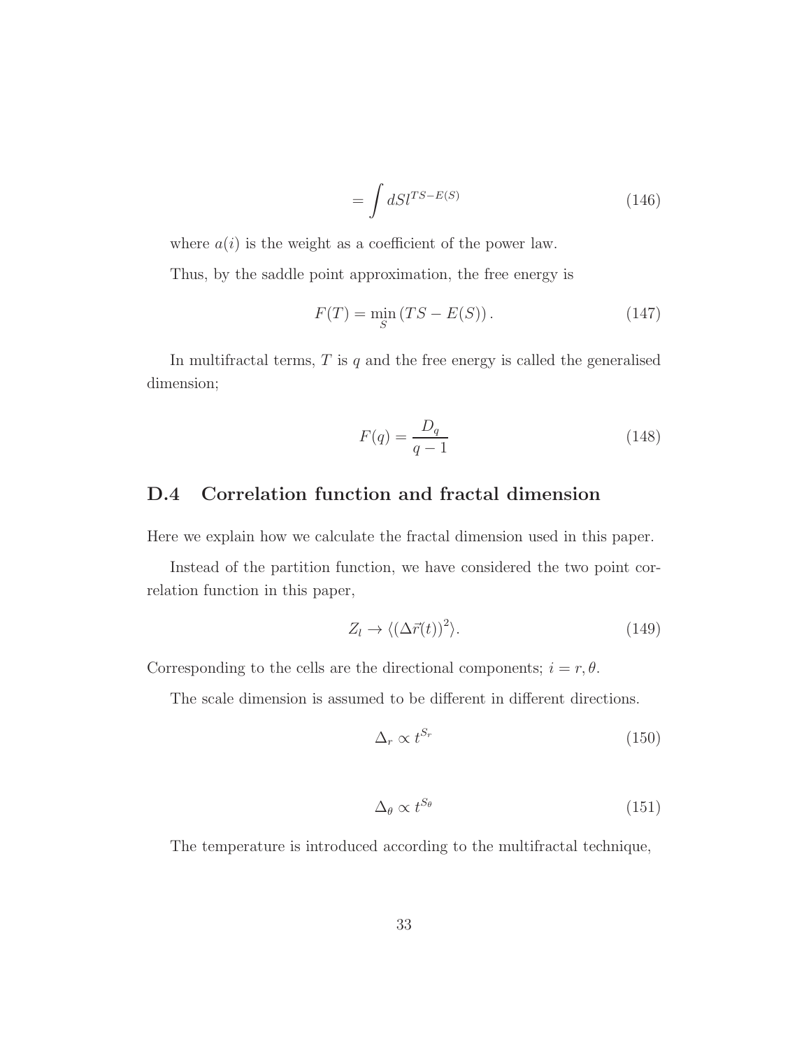$$= \int dS l^{TS-E(S)} \tag{146}$$

where $a(i)$ is the weight as a coefficient of the power law.

Thus, by the saddle point approximation, the free energy is

$$F(T) = \min_{S} \left( TS - E(S) \right). \tag{147}$$

In multifractal terms, $T$ is $q$ and the free energy is called the generalised dimension;

$$F(q) = \frac{D_q}{q-1} \tag{148}$$

## D.4 Correlation function and fractal dimension

Here we explain how we calculate the fractal dimension used in this paper.

Instead of the partition function, we have considered the two point correlation function in this paper,

$$Z_l \to \langle (\Delta \vec{r}(t))^2 \rangle. \tag{149}$$

Corresponding to the cells are the directional components; $i = r, \theta$.

The scale dimension is assumed to be different in different directions.

$$\Delta_r \propto t^{S_r} \tag{150}$$

$$\Delta_\theta \propto t^{S_\theta} \tag{151}$$

The temperature is introduced according to the multifractal technique,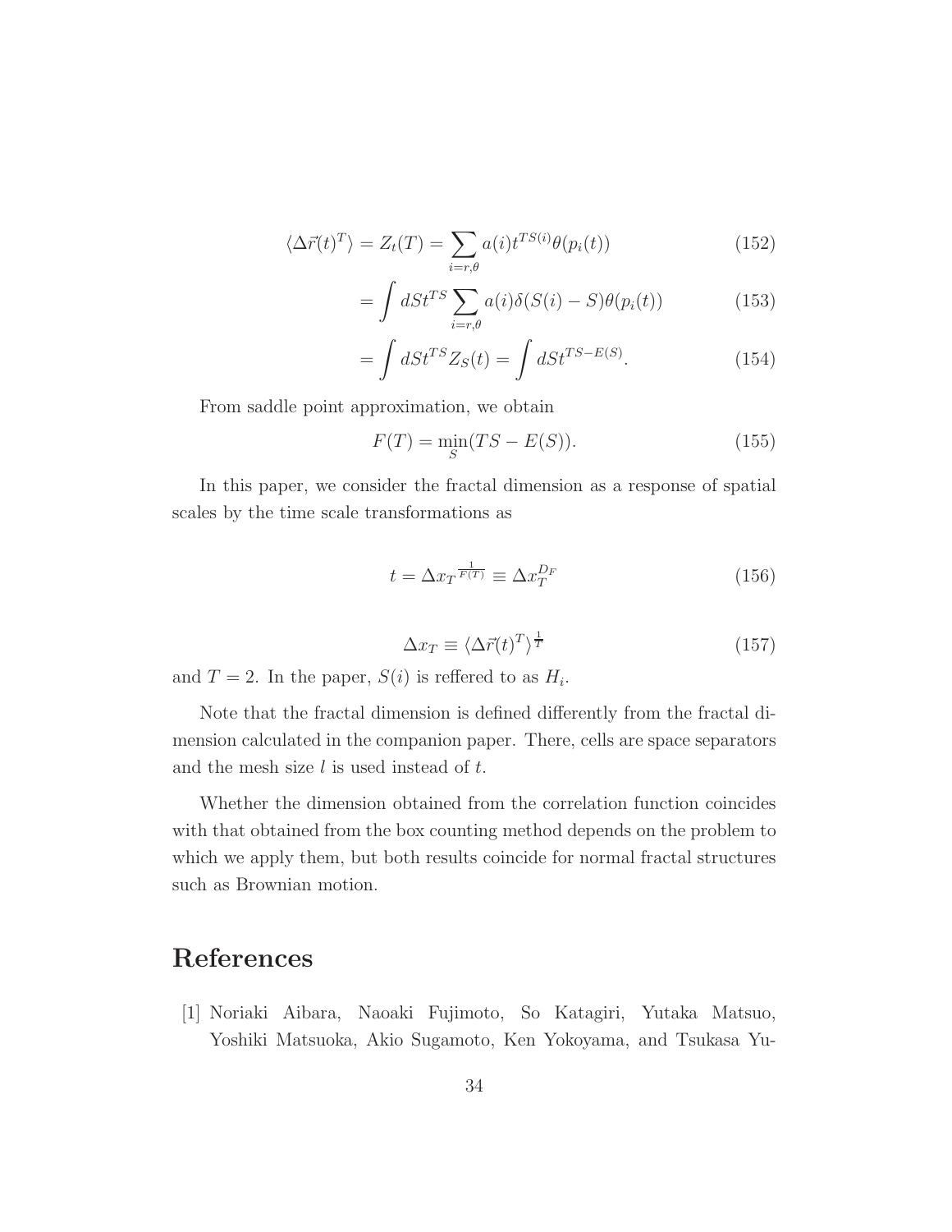$$\langle \Delta \vec{r}(t)^T \rangle = Z_t(T) = \sum_{i=r,\theta} a(i) t^{TS(i)} \theta(p_i(t)) \tag{152}$$

$$= \int dS t^{TS} \sum_{i=r,\theta} a(i) \delta(S(i) - S) \theta(p_i(t)) \tag{153}$$

$$= \int dS t^{TS} Z_S(t) = \int dS t^{TS - E(S)}. \tag{154}$$

From saddle point approximation, we obtain

$$F(T) = \min_S (TS - E(S)). \tag{155}$$

In this paper, we consider the fractal dimension as a response of spatial scales by the time scale transformations as

$$t = \Delta x_T{}^{\frac{1}{F(T)}} \equiv \Delta x_T^{D_F} \tag{156}$$

$$\Delta x_T \equiv \langle \Delta \vec{r}(t)^T \rangle^{\frac{1}{T}} \tag{157}$$

and $T = 2$. In the paper, $S(i)$ is reffered to as $H_i$.

Note that the fractal dimension is defined differently from the fractal dimension calculated in the companion paper. There, cells are space separators and the mesh size $l$ is used instead of $t$.

Whether the dimension obtained from the correlation function coincides with that obtained from the box counting method depends on the problem to which we apply them, but both results coincide for normal fractal structures such as Brownian motion.

# References

[1] Noriaki Aibara, Naoaki Fujimoto, So Katagiri, Yutaka Matsuo, Yoshiki Matsuoka, Akio Sugamoto, Ken Yokoyama, and Tsukasa Yu-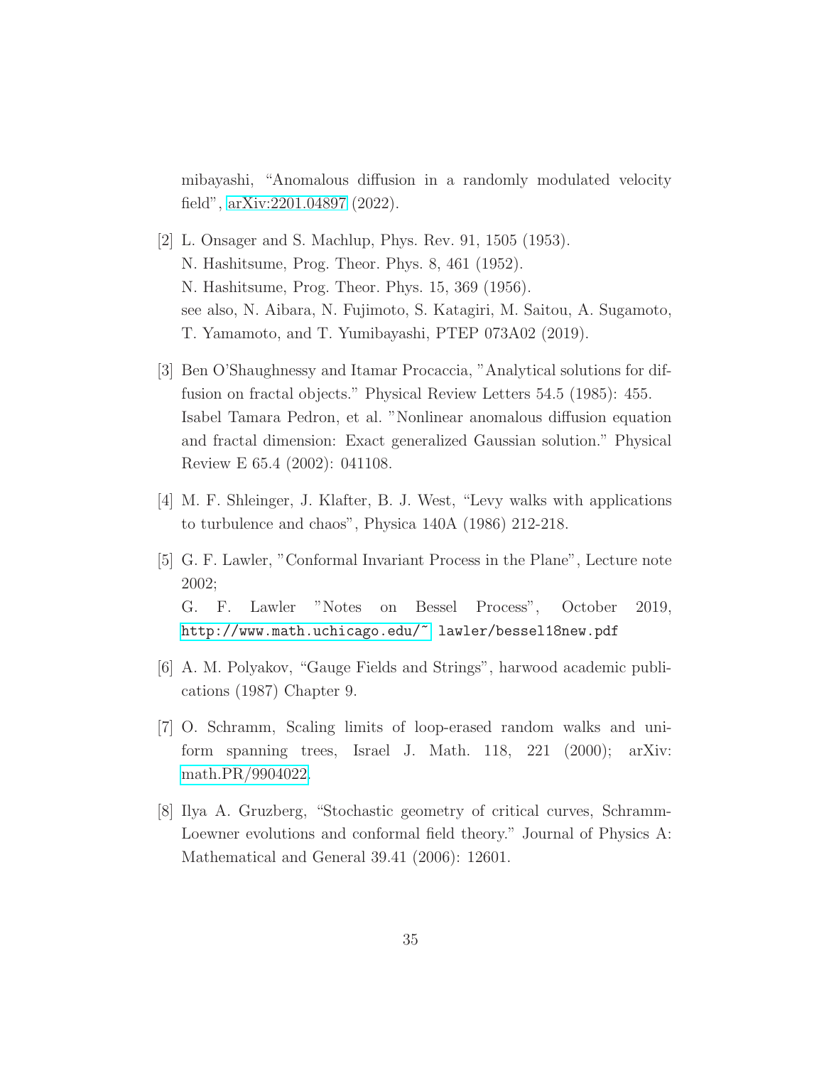mibayashi, "Anomalous diffusion in a randomly modulated velocity field", arXiv:2201.04897 (2022).

[2] L. Onsager and S. Machlup, Phys. Rev. 91, 1505 (1953).
N. Hashitsume, Prog. Theor. Phys. 8, 461 (1952).
N. Hashitsume, Prog. Theor. Phys. 15, 369 (1956).
see also, N. Aibara, N. Fujimoto, S. Katagiri, M. Saitou, A. Sugamoto, T. Yamamoto, and T. Yumibayashi, PTEP 073A02 (2019).

[3] Ben O'Shaughnessy and Itamar Procaccia, "Analytical solutions for diffusion on fractal objects." Physical Review Letters 54.5 (1985): 455.
Isabel Tamara Pedron, et al. "Nonlinear anomalous diffusion equation and fractal dimension: Exact generalized Gaussian solution." Physical Review E 65.4 (2002): 041108.

[4] M. F. Shleinger, J. Klafter, B. J. West, "Levy walks with applications to turbulence and chaos", Physica 140A (1986) 212-218.

[5] G. F. Lawler, "Conformal Invariant Process in the Plane", Lecture note 2002;
G. F. Lawler "Notes on Bessel Process", October 2019, http://www.math.uchicago.edu/~ lawler/bessel18new.pdf

[6] A. M. Polyakov, "Gauge Fields and Strings", harwood academic publications (1987) Chapter 9.

[7] O. Schramm, Scaling limits of loop-erased random walks and uniform spanning trees, Israel J. Math. 118, 221 (2000); arXiv: math.PR/9904022.

[8] Ilya A. Gruzberg, "Stochastic geometry of critical curves, Schramm-Loewner evolutions and conformal field theory." Journal of Physics A: Mathematical and General 39.41 (2006): 12601.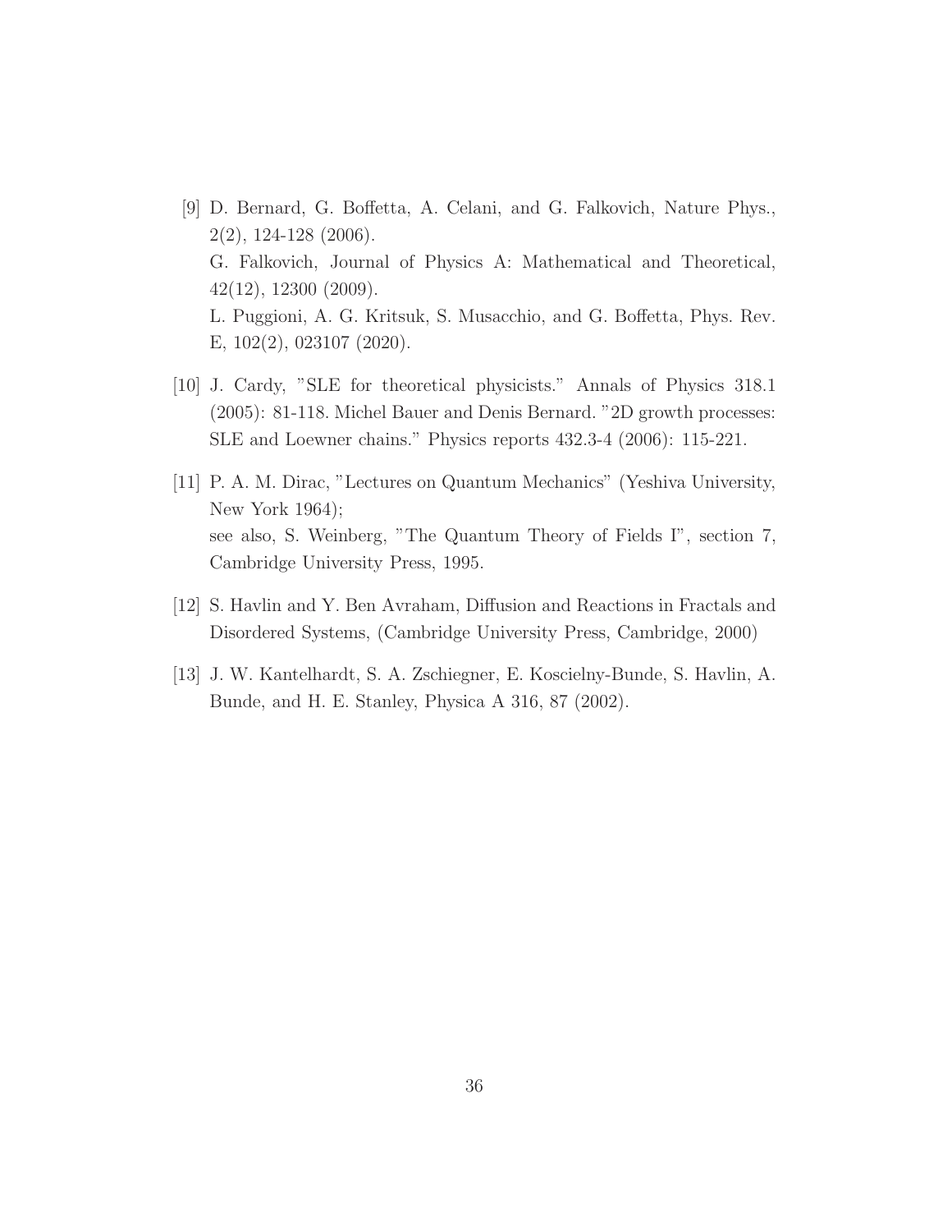[9] D. Bernard, G. Boffetta, A. Celani, and G. Falkovich, Nature Phys., 2(2), 124-128 (2006).
G. Falkovich, Journal of Physics A: Mathematical and Theoretical, 42(12), 12300 (2009).
L. Puggioni, A. G. Kritsuk, S. Musacchio, and G. Boffetta, Phys. Rev. E, 102(2), 023107 (2020).

[10] J. Cardy, "SLE for theoretical physicists." Annals of Physics 318.1 (2005): 81-118. Michel Bauer and Denis Bernard. "2D growth processes: SLE and Loewner chains." Physics reports 432.3-4 (2006): 115-221.

[11] P. A. M. Dirac, "Lectures on Quantum Mechanics" (Yeshiva University, New York 1964);
see also, S. Weinberg, "The Quantum Theory of Fields I", section 7, Cambridge University Press, 1995.

[12] S. Havlin and Y. Ben Avraham, Diffusion and Reactions in Fractals and Disordered Systems, (Cambridge University Press, Cambridge, 2000)

[13] J. W. Kantelhardt, S. A. Zschiegner, E. Koscielny-Bunde, S. Havlin, A. Bunde, and H. E. Stanley, Physica A 316, 87 (2002).